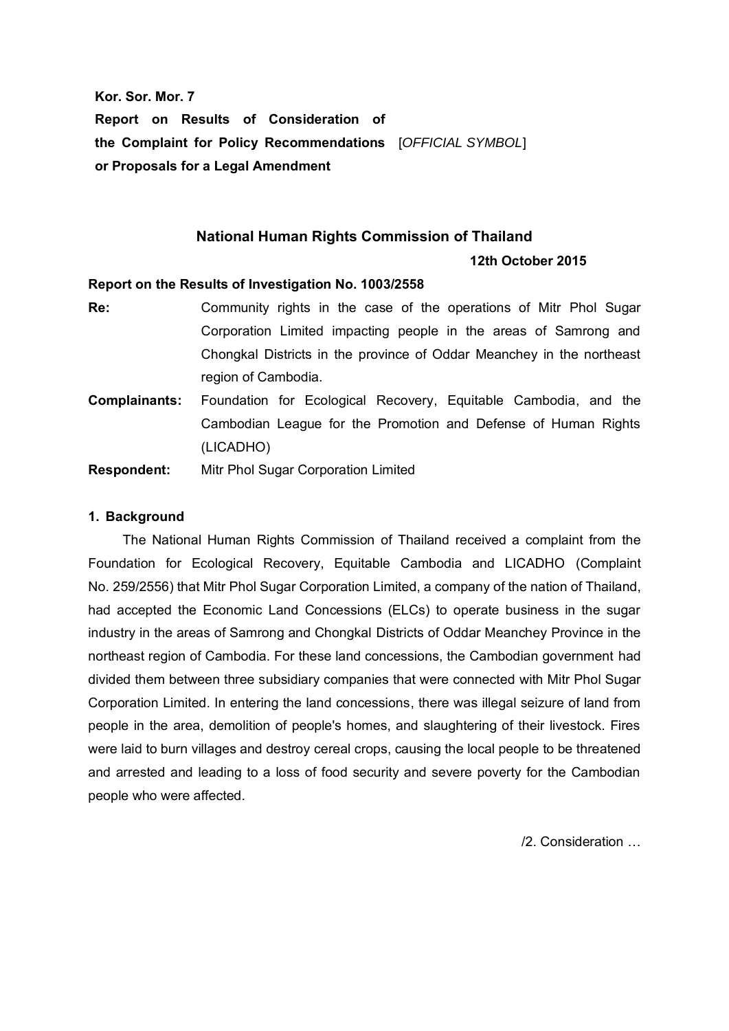**Kor. Sor. Mor. 7**

**Report on Results of Consideration of the Complaint for Policy Recommendations or Proposals for a Legal Amendment** [*OFFICIAL SYMBOL*]

## National Human Rights Commission of Thailand

**12th October 2015**

**Report on the Results of Investigation No. 1003/2558**

**Re:** Community rights in the case of the operations of Mitr Phol Sugar Corporation Limited impacting people in the areas of Samrong and Chongkal Districts in the province of Oddar Meanchey in the northeast region of Cambodia.

**Complainants:** Foundation for Ecological Recovery, Equitable Cambodia, and the Cambodian League for the Promotion and Defense of Human Rights (LICADHO)

**Respondent:** Mitr Phol Sugar Corporation Limited

### 1. Background

The National Human Rights Commission of Thailand received a complaint from the Foundation for Ecological Recovery, Equitable Cambodia and LICADHO (Complaint No. 259/2556) that Mitr Phol Sugar Corporation Limited, a company of the nation of Thailand, had accepted the Economic Land Concessions (ELCs) to operate business in the sugar industry in the areas of Samrong and Chongkal Districts of Oddar Meanchey Province in the northeast region of Cambodia. For these land concessions, the Cambodian government had divided them between three subsidiary companies that were connected with Mitr Phol Sugar Corporation Limited. In entering the land concessions, there was illegal seizure of land from people in the area, demolition of people's homes, and slaughtering of their livestock. Fires were laid to burn villages and destroy cereal crops, causing the local people to be threatened and arrested and leading to a loss of food security and severe poverty for the Cambodian people who were affected.

/2. Consideration …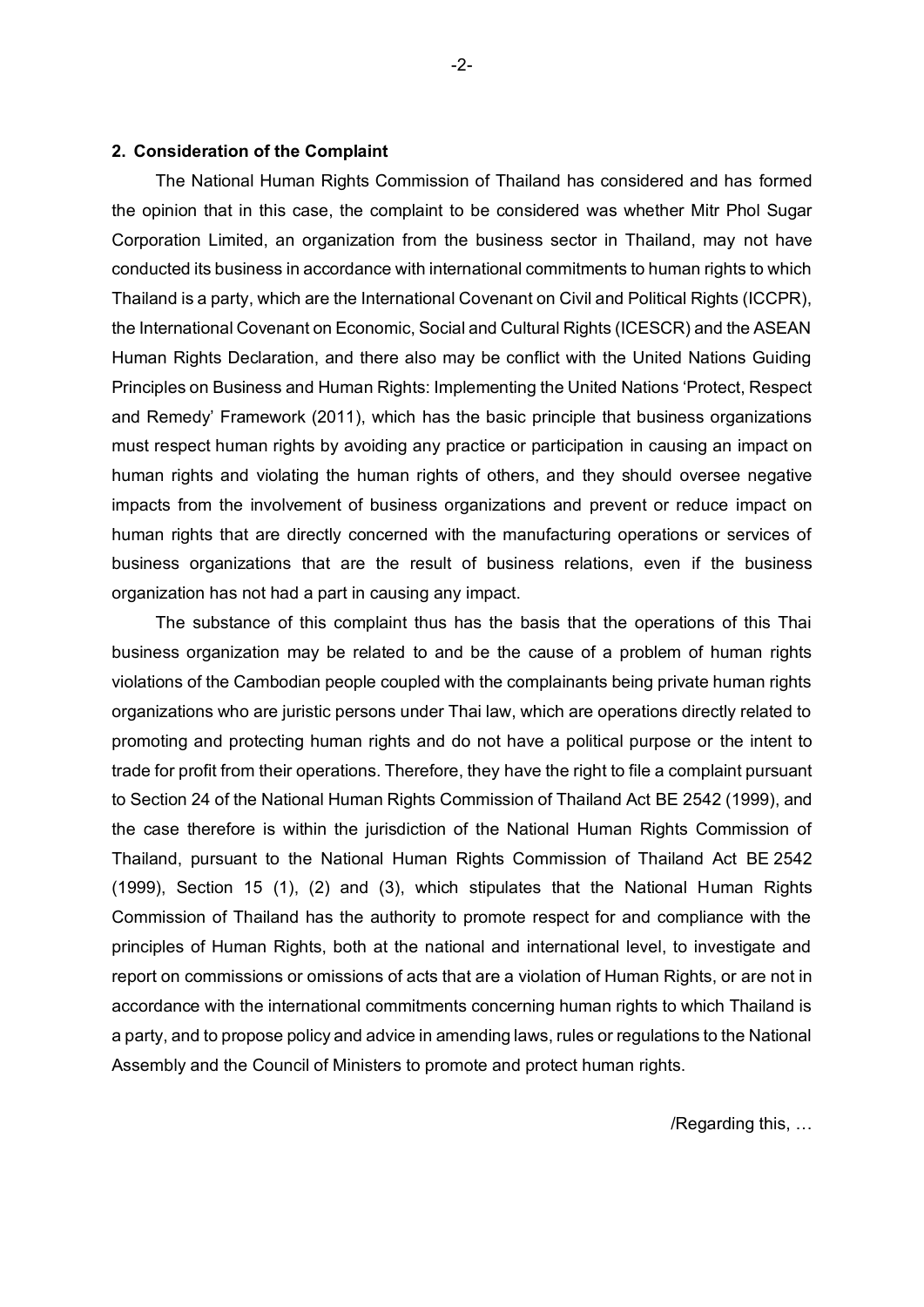## 2. Consideration of the Complaint

The National Human Rights Commission of Thailand has considered and has formed the opinion that in this case, the complaint to be considered was whether Mitr Phol Sugar Corporation Limited, an organization from the business sector in Thailand, may not have conducted its business in accordance with international commitments to human rights to which Thailand is a party, which are the International Covenant on Civil and Political Rights (ICCPR), the International Covenant on Economic, Social and Cultural Rights (ICESCR) and the ASEAN Human Rights Declaration, and there also may be conflict with the United Nations Guiding Principles on Business and Human Rights: Implementing the United Nations 'Protect, Respect and Remedy' Framework (2011), which has the basic principle that business organizations must respect human rights by avoiding any practice or participation in causing an impact on human rights and violating the human rights of others, and they should oversee negative impacts from the involvement of business organizations and prevent or reduce impact on human rights that are directly concerned with the manufacturing operations or services of business organizations that are the result of business relations, even if the business organization has not had a part in causing any impact.

The substance of this complaint thus has the basis that the operations of this Thai business organization may be related to and be the cause of a problem of human rights violations of the Cambodian people coupled with the complainants being private human rights organizations who are juristic persons under Thai law, which are operations directly related to promoting and protecting human rights and do not have a political purpose or the intent to trade for profit from their operations. Therefore, they have the right to file a complaint pursuant to Section 24 of the National Human Rights Commission of Thailand Act BE 2542 (1999), and the case therefore is within the jurisdiction of the National Human Rights Commission of Thailand, pursuant to the National Human Rights Commission of Thailand Act BE 2542 (1999), Section 15 (1), (2) and (3), which stipulates that the National Human Rights Commission of Thailand has the authority to promote respect for and compliance with the principles of Human Rights, both at the national and international level, to investigate and report on commissions or omissions of acts that are a violation of Human Rights, or are not in accordance with the international commitments concerning human rights to which Thailand is a party, and to propose policy and advice in amending laws, rules or regulations to the National Assembly and the Council of Ministers to promote and protect human rights.

/Regarding this, …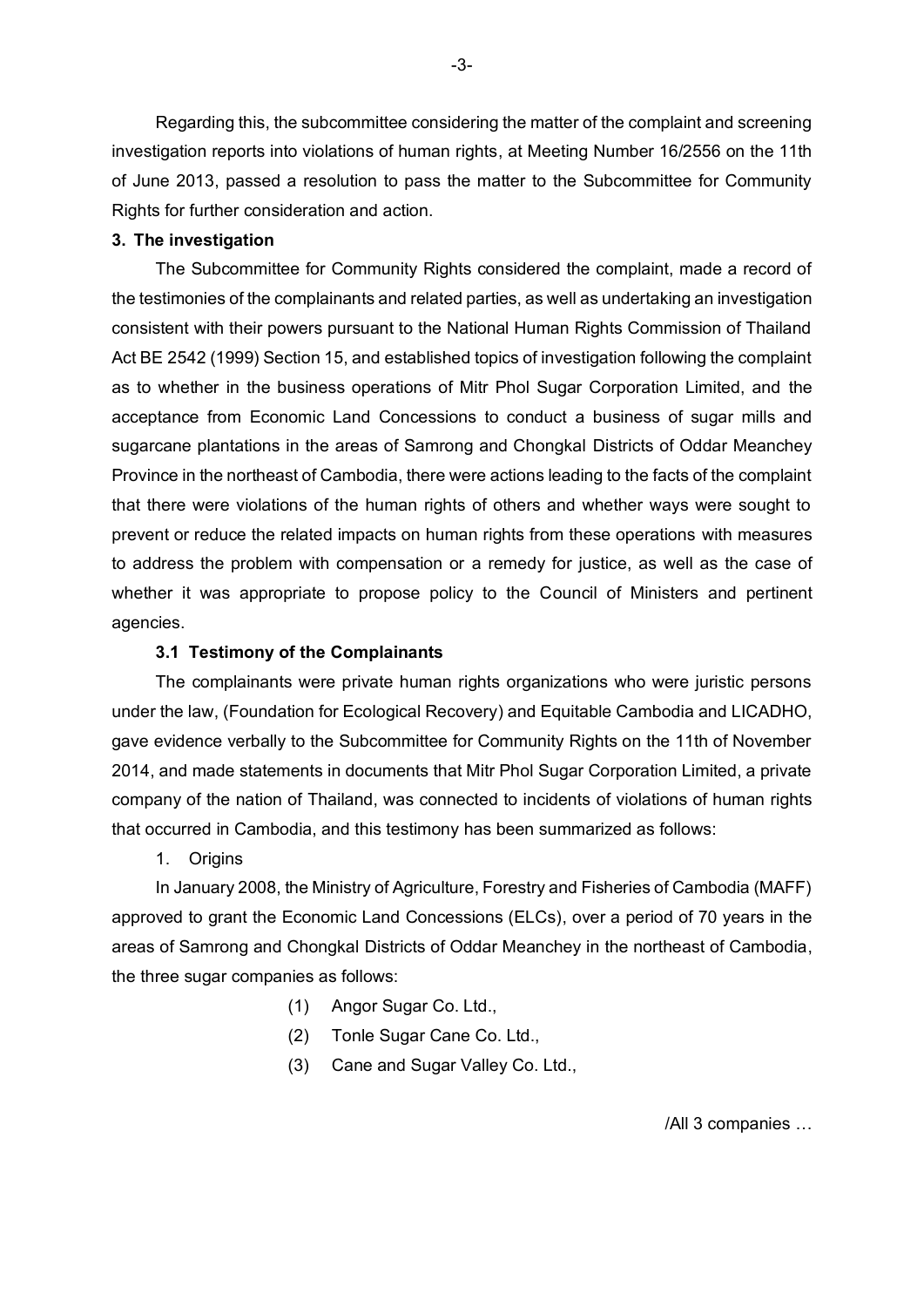Regarding this, the subcommittee considering the matter of the complaint and screening investigation reports into violations of human rights, at Meeting Number 16/2556 on the 11th of June 2013, passed a resolution to pass the matter to the Subcommittee for Community Rights for further consideration and action.

**3. The investigation**

The Subcommittee for Community Rights considered the complaint, made a record of the testimonies of the complainants and related parties, as well as undertaking an investigation consistent with their powers pursuant to the National Human Rights Commission of Thailand Act BE 2542 (1999) Section 15, and established topics of investigation following the complaint as to whether in the business operations of Mitr Phol Sugar Corporation Limited, and the acceptance from Economic Land Concessions to conduct a business of sugar mills and sugarcane plantations in the areas of Samrong and Chongkal Districts of Oddar Meanchey Province in the northeast of Cambodia, there were actions leading to the facts of the complaint that there were violations of the human rights of others and whether ways were sought to prevent or reduce the related impacts on human rights from these operations with measures to address the problem with compensation or a remedy for justice, as well as the case of whether it was appropriate to propose policy to the Council of Ministers and pertinent agencies.

**3.1 Testimony of the Complainants**

The complainants were private human rights organizations who were juristic persons under the law, (Foundation for Ecological Recovery) and Equitable Cambodia and LICADHO, gave evidence verbally to the Subcommittee for Community Rights on the 11th of November 2014, and made statements in documents that Mitr Phol Sugar Corporation Limited, a private company of the nation of Thailand, was connected to incidents of violations of human rights that occurred in Cambodia, and this testimony has been summarized as follows:

1. Origins

In January 2008, the Ministry of Agriculture, Forestry and Fisheries of Cambodia (MAFF) approved to grant the Economic Land Concessions (ELCs), over a period of 70 years in the areas of Samrong and Chongkal Districts of Oddar Meanchey in the northeast of Cambodia, the three sugar companies as follows:

(1) Angor Sugar Co. Ltd.,

(2) Tonle Sugar Cane Co. Ltd.,

(3) Cane and Sugar Valley Co. Ltd.,

/All 3 companies …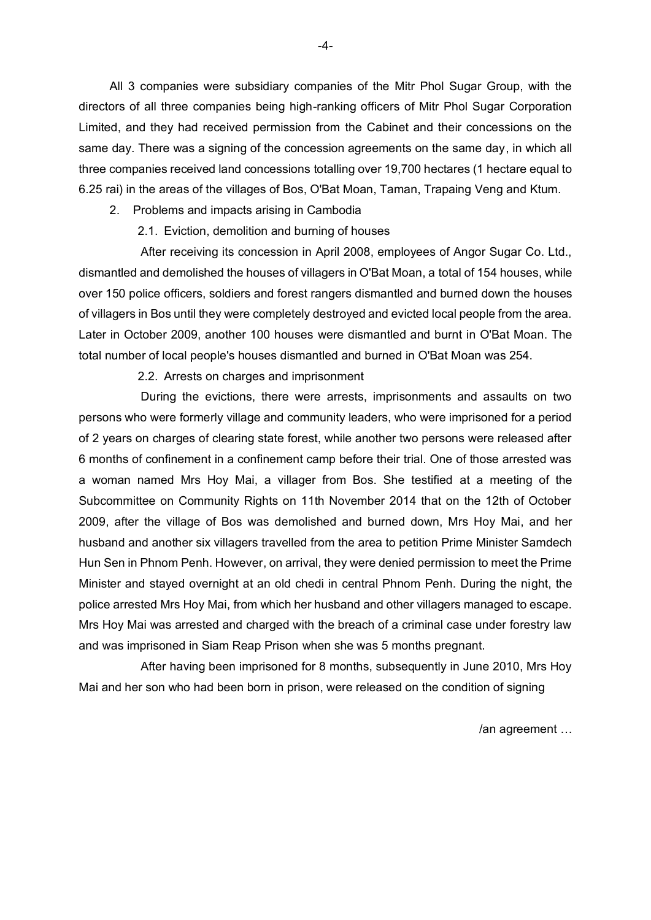All 3 companies were subsidiary companies of the Mitr Phol Sugar Group, with the directors of all three companies being high-ranking officers of Mitr Phol Sugar Corporation Limited, and they had received permission from the Cabinet and their concessions on the same day. There was a signing of the concession agreements on the same day, in which all three companies received land concessions totalling over 19,700 hectares (1 hectare equal to 6.25 rai) in the areas of the villages of Bos, O'Bat Moan, Taman, Trapaing Veng and Ktum.

2. Problems and impacts arising in Cambodia

2.1. Eviction, demolition and burning of houses

After receiving its concession in April 2008, employees of Angor Sugar Co. Ltd., dismantled and demolished the houses of villagers in O'Bat Moan, a total of 154 houses, while over 150 police officers, soldiers and forest rangers dismantled and burned down the houses of villagers in Bos until they were completely destroyed and evicted local people from the area. Later in October 2009, another 100 houses were dismantled and burnt in O'Bat Moan. The total number of local people's houses dismantled and burned in O'Bat Moan was 254.

2.2. Arrests on charges and imprisonment

During the evictions, there were arrests, imprisonments and assaults on two persons who were formerly village and community leaders, who were imprisoned for a period of 2 years on charges of clearing state forest, while another two persons were released after 6 months of confinement in a confinement camp before their trial. One of those arrested was a woman named Mrs Hoy Mai, a villager from Bos. She testified at a meeting of the Subcommittee on Community Rights on 11th November 2014 that on the 12th of October 2009, after the village of Bos was demolished and burned down, Mrs Hoy Mai, and her husband and another six villagers travelled from the area to petition Prime Minister Samdech Hun Sen in Phnom Penh. However, on arrival, they were denied permission to meet the Prime Minister and stayed overnight at an old chedi in central Phnom Penh. During the night, the police arrested Mrs Hoy Mai, from which her husband and other villagers managed to escape. Mrs Hoy Mai was arrested and charged with the breach of a criminal case under forestry law and was imprisoned in Siam Reap Prison when she was 5 months pregnant.

After having been imprisoned for 8 months, subsequently in June 2010, Mrs Hoy Mai and her son who had been born in prison, were released on the condition of signing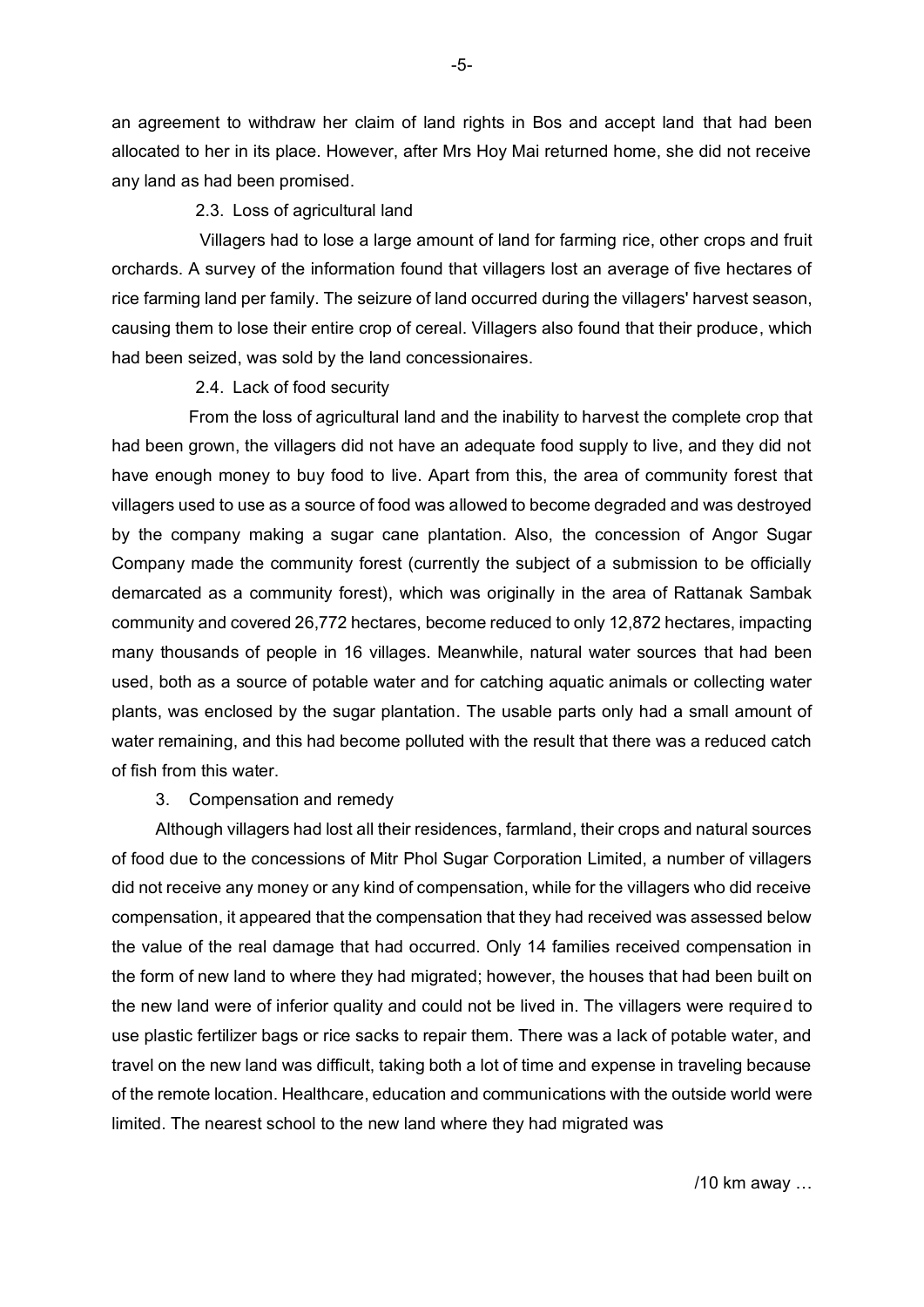an agreement to withdraw her claim of land rights in Bos and accept land that had been allocated to her in its place. However, after Mrs Hoy Mai returned home, she did not receive any land as had been promised.

2.3. Loss of agricultural land

Villagers had to lose a large amount of land for farming rice, other crops and fruit orchards. A survey of the information found that villagers lost an average of five hectares of rice farming land per family. The seizure of land occurred during the villagers' harvest season, causing them to lose their entire crop of cereal. Villagers also found that their produce, which had been seized, was sold by the land concessionaires.

2.4. Lack of food security

From the loss of agricultural land and the inability to harvest the complete crop that had been grown, the villagers did not have an adequate food supply to live, and they did not have enough money to buy food to live. Apart from this, the area of community forest that villagers used to use as a source of food was allowed to become degraded and was destroyed by the company making a sugar cane plantation. Also, the concession of Angor Sugar Company made the community forest (currently the subject of a submission to be officially demarcated as a community forest), which was originally in the area of Rattanak Sambak community and covered 26,772 hectares, become reduced to only 12,872 hectares, impacting many thousands of people in 16 villages. Meanwhile, natural water sources that had been used, both as a source of potable water and for catching aquatic animals or collecting water plants, was enclosed by the sugar plantation. The usable parts only had a small amount of water remaining, and this had become polluted with the result that there was a reduced catch of fish from this water.

3. Compensation and remedy

Although villagers had lost all their residences, farmland, their crops and natural sources of food due to the concessions of Mitr Phol Sugar Corporation Limited, a number of villagers did not receive any money or any kind of compensation, while for the villagers who did receive compensation, it appeared that the compensation that they had received was assessed below the value of the real damage that had occurred. Only 14 families received compensation in the form of new land to where they had migrated; however, the houses that had been built on the new land were of inferior quality and could not be lived in. The villagers were required to use plastic fertilizer bags or rice sacks to repair them. There was a lack of potable water, and travel on the new land was difficult, taking both a lot of time and expense in traveling because of the remote location. Healthcare, education and communications with the outside world were limited. The nearest school to the new land where they had migrated was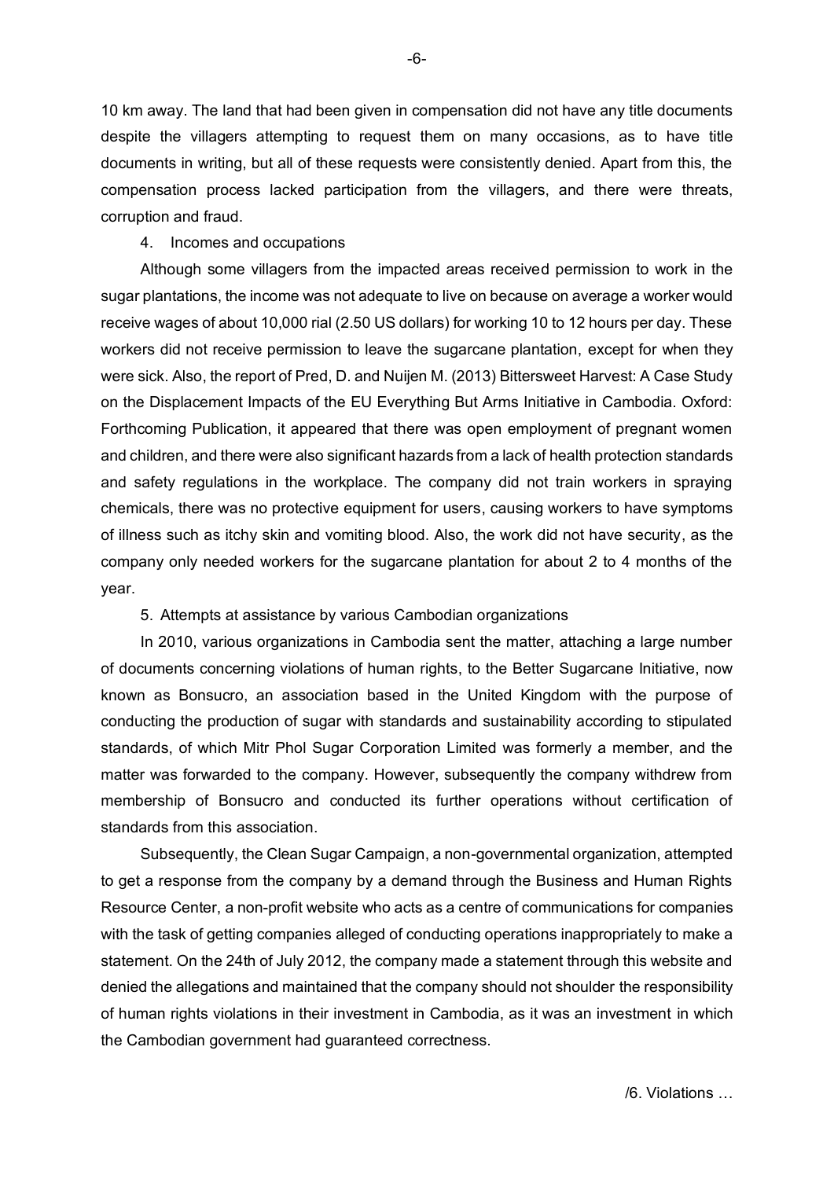10 km away. The land that had been given in compensation did not have any title documents despite the villagers attempting to request them on many occasions, as to have title documents in writing, but all of these requests were consistently denied. Apart from this, the compensation process lacked participation from the villagers, and there were threats, corruption and fraud.

4. Incomes and occupations

Although some villagers from the impacted areas received permission to work in the sugar plantations, the income was not adequate to live on because on average a worker would receive wages of about 10,000 rial (2.50 US dollars) for working 10 to 12 hours per day. These workers did not receive permission to leave the sugarcane plantation, except for when they were sick. Also, the report of Pred, D. and Nuijen M. (2013) Bittersweet Harvest: A Case Study on the Displacement Impacts of the EU Everything But Arms Initiative in Cambodia. Oxford: Forthcoming Publication, it appeared that there was open employment of pregnant women and children, and there were also significant hazards from a lack of health protection standards and safety regulations in the workplace. The company did not train workers in spraying chemicals, there was no protective equipment for users, causing workers to have symptoms of illness such as itchy skin and vomiting blood. Also, the work did not have security, as the company only needed workers for the sugarcane plantation for about 2 to 4 months of the year.

5. Attempts at assistance by various Cambodian organizations

In 2010, various organizations in Cambodia sent the matter, attaching a large number of documents concerning violations of human rights, to the Better Sugarcane Initiative, now known as Bonsucro, an association based in the United Kingdom with the purpose of conducting the production of sugar with standards and sustainability according to stipulated standards, of which Mitr Phol Sugar Corporation Limited was formerly a member, and the matter was forwarded to the company. However, subsequently the company withdrew from membership of Bonsucro and conducted its further operations without certification of standards from this association.

Subsequently, the Clean Sugar Campaign, a non-governmental organization, attempted to get a response from the company by a demand through the Business and Human Rights Resource Center, a non-profit website who acts as a centre of communications for companies with the task of getting companies alleged of conducting operations inappropriately to make a statement. On the 24th of July 2012, the company made a statement through this website and denied the allegations and maintained that the company should not shoulder the responsibility of human rights violations in their investment in Cambodia, as it was an investment in which the Cambodian government had guaranteed correctness.

/6. Violations …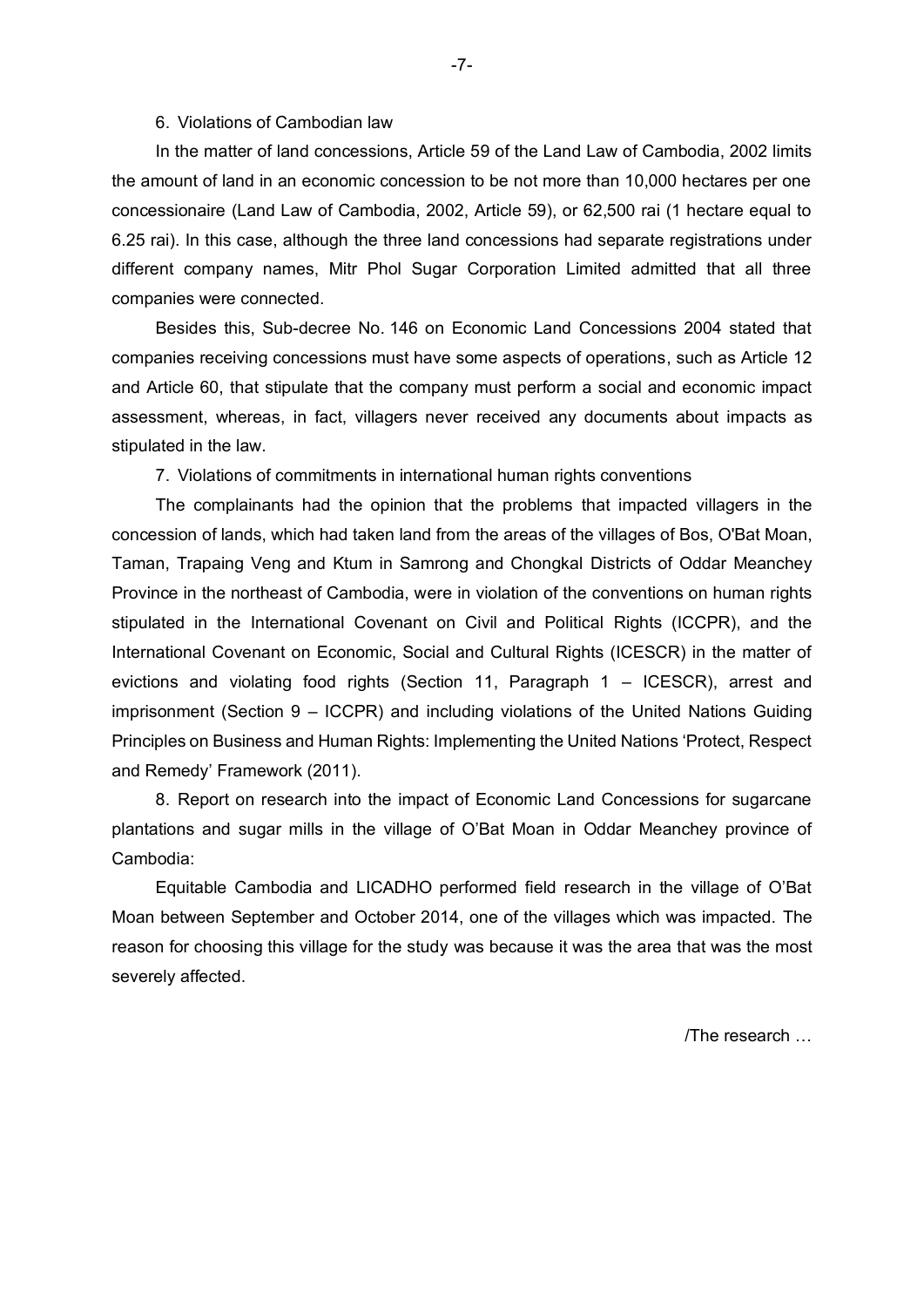6. Violations of Cambodian law

In the matter of land concessions, Article 59 of the Land Law of Cambodia, 2002 limits the amount of land in an economic concession to be not more than 10,000 hectares per one concessionaire (Land Law of Cambodia, 2002, Article 59), or 62,500 rai (1 hectare equal to 6.25 rai). In this case, although the three land concessions had separate registrations under different company names, Mitr Phol Sugar Corporation Limited admitted that all three companies were connected.

Besides this, Sub-decree No. 146 on Economic Land Concessions 2004 stated that companies receiving concessions must have some aspects of operations, such as Article 12 and Article 60, that stipulate that the company must perform a social and economic impact assessment, whereas, in fact, villagers never received any documents about impacts as stipulated in the law.

7. Violations of commitments in international human rights conventions

The complainants had the opinion that the problems that impacted villagers in the concession of lands, which had taken land from the areas of the villages of Bos, O'Bat Moan, Taman, Trapaing Veng and Ktum in Samrong and Chongkal Districts of Oddar Meanchey Province in the northeast of Cambodia, were in violation of the conventions on human rights stipulated in the International Covenant on Civil and Political Rights (ICCPR), and the International Covenant on Economic, Social and Cultural Rights (ICESCR) in the matter of evictions and violating food rights (Section 11, Paragraph 1 – ICESCR), arrest and imprisonment (Section 9 – ICCPR) and including violations of the United Nations Guiding Principles on Business and Human Rights: Implementing the United Nations 'Protect, Respect and Remedy' Framework (2011).

8. Report on research into the impact of Economic Land Concessions for sugarcane plantations and sugar mills in the village of O'Bat Moan in Oddar Meanchey province of Cambodia:

Equitable Cambodia and LICADHO performed field research in the village of O'Bat Moan between September and October 2014, one of the villages which was impacted. The reason for choosing this village for the study was because it was the area that was the most severely affected.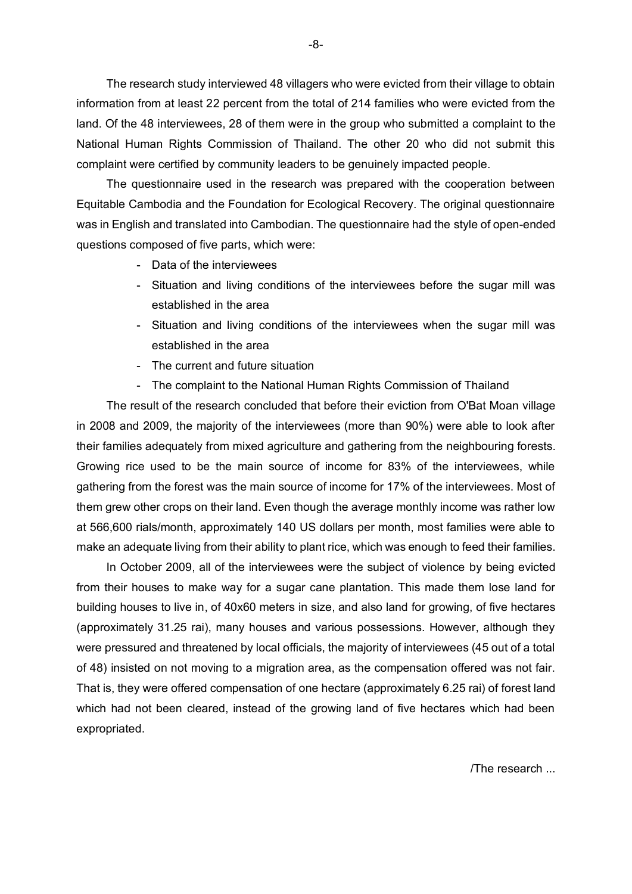The research study interviewed 48 villagers who were evicted from their village to obtain information from at least 22 percent from the total of 214 families who were evicted from the land. Of the 48 interviewees, 28 of them were in the group who submitted a complaint to the National Human Rights Commission of Thailand. The other 20 who did not submit this complaint were certified by community leaders to be genuinely impacted people.

The questionnaire used in the research was prepared with the cooperation between Equitable Cambodia and the Foundation for Ecological Recovery. The original questionnaire was in English and translated into Cambodian. The questionnaire had the style of open-ended questions composed of five parts, which were:

- Data of the interviewees
- Situation and living conditions of the interviewees before the sugar mill was established in the area
- Situation and living conditions of the interviewees when the sugar mill was established in the area
- The current and future situation
- The complaint to the National Human Rights Commission of Thailand

The result of the research concluded that before their eviction from O'Bat Moan village in 2008 and 2009, the majority of the interviewees (more than 90%) were able to look after their families adequately from mixed agriculture and gathering from the neighbouring forests. Growing rice used to be the main source of income for 83% of the interviewees, while gathering from the forest was the main source of income for 17% of the interviewees. Most of them grew other crops on their land. Even though the average monthly income was rather low at 566,600 rials/month, approximately 140 US dollars per month, most families were able to make an adequate living from their ability to plant rice, which was enough to feed their families.

In October 2009, all of the interviewees were the subject of violence by being evicted from their houses to make way for a sugar cane plantation. This made them lose land for building houses to live in, of 40x60 meters in size, and also land for growing, of five hectares (approximately 31.25 rai), many houses and various possessions. However, although they were pressured and threatened by local officials, the majority of interviewees (45 out of a total of 48) insisted on not moving to a migration area, as the compensation offered was not fair. That is, they were offered compensation of one hectare (approximately 6.25 rai) of forest land which had not been cleared, instead of the growing land of five hectares which had been expropriated.

/The research ...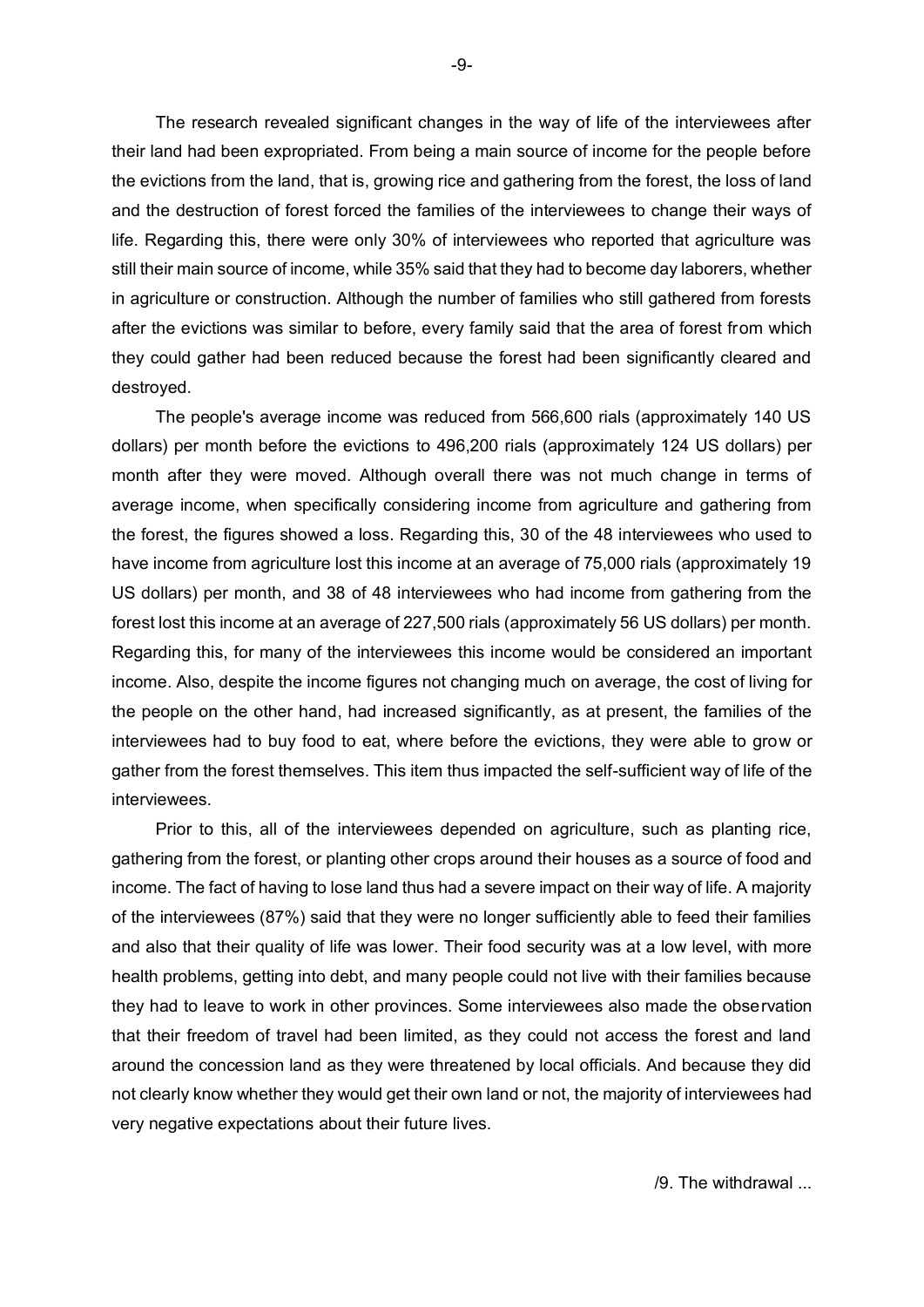The research revealed significant changes in the way of life of the interviewees after their land had been expropriated. From being a main source of income for the people before the evictions from the land, that is, growing rice and gathering from the forest, the loss of land and the destruction of forest forced the families of the interviewees to change their ways of life. Regarding this, there were only 30% of interviewees who reported that agriculture was still their main source of income, while 35% said that they had to become day laborers, whether in agriculture or construction. Although the number of families who still gathered from forests after the evictions was similar to before, every family said that the area of forest from which they could gather had been reduced because the forest had been significantly cleared and destroyed.

The people's average income was reduced from 566,600 rials (approximately 140 US dollars) per month before the evictions to 496,200 rials (approximately 124 US dollars) per month after they were moved. Although overall there was not much change in terms of average income, when specifically considering income from agriculture and gathering from the forest, the figures showed a loss. Regarding this, 30 of the 48 interviewees who used to have income from agriculture lost this income at an average of 75,000 rials (approximately 19 US dollars) per month, and 38 of 48 interviewees who had income from gathering from the forest lost this income at an average of 227,500 rials (approximately 56 US dollars) per month. Regarding this, for many of the interviewees this income would be considered an important income. Also, despite the income figures not changing much on average, the cost of living for the people on the other hand, had increased significantly, as at present, the families of the interviewees had to buy food to eat, where before the evictions, they were able to grow or gather from the forest themselves. This item thus impacted the self-sufficient way of life of the interviewees.

Prior to this, all of the interviewees depended on agriculture, such as planting rice, gathering from the forest, or planting other crops around their houses as a source of food and income. The fact of having to lose land thus had a severe impact on their way of life. A majority of the interviewees (87%) said that they were no longer sufficiently able to feed their families and also that their quality of life was lower. Their food security was at a low level, with more health problems, getting into debt, and many people could not live with their families because they had to leave to work in other provinces. Some interviewees also made the observation that their freedom of travel had been limited, as they could not access the forest and land around the concession land as they were threatened by local officials. And because they did not clearly know whether they would get their own land or not, the majority of interviewees had very negative expectations about their future lives.

/9. The withdrawal ...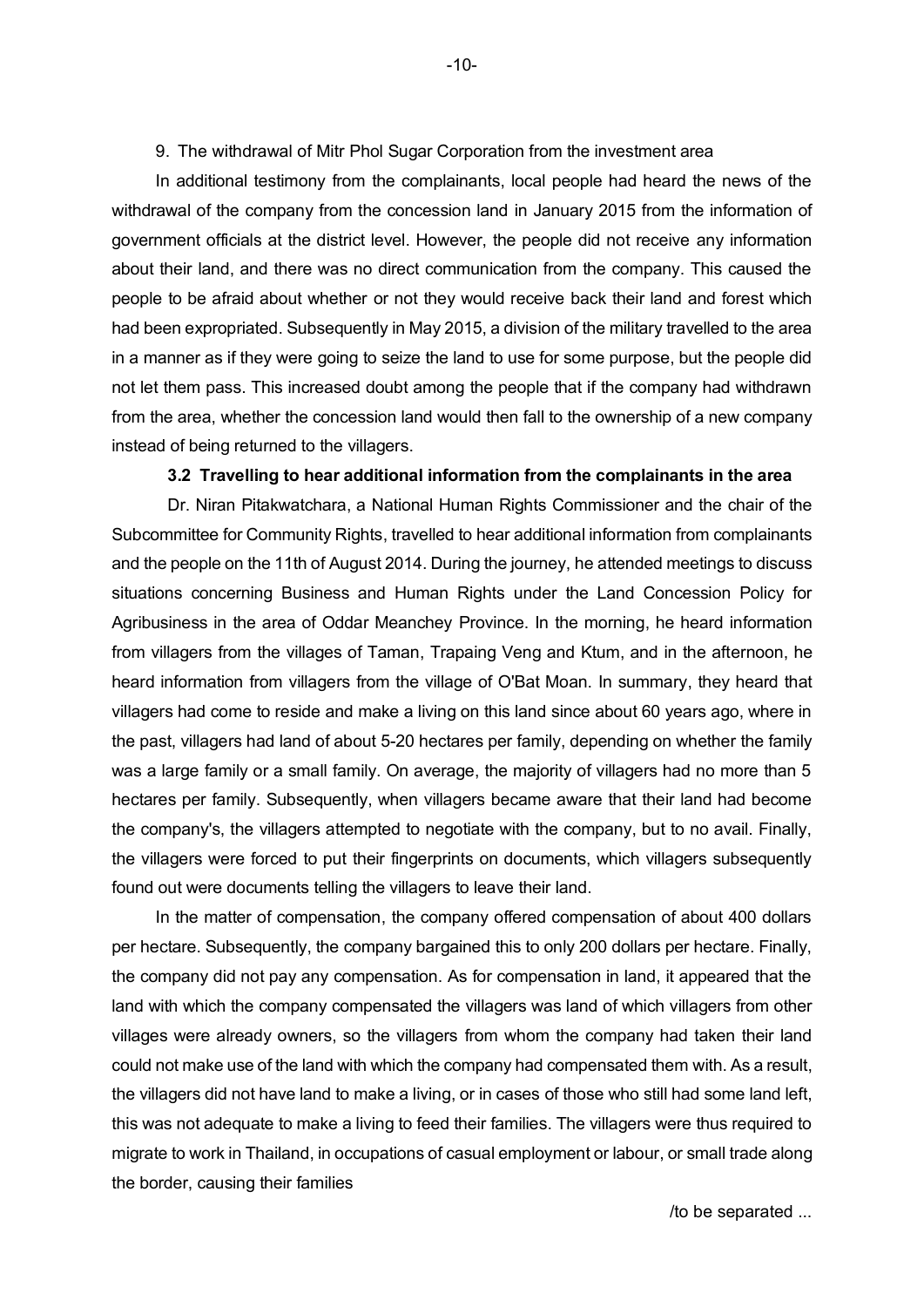9. The withdrawal of Mitr Phol Sugar Corporation from the investment area

In additional testimony from the complainants, local people had heard the news of the withdrawal of the company from the concession land in January 2015 from the information of government officials at the district level. However, the people did not receive any information about their land, and there was no direct communication from the company. This caused the people to be afraid about whether or not they would receive back their land and forest which had been expropriated. Subsequently in May 2015, a division of the military travelled to the area in a manner as if they were going to seize the land to use for some purpose, but the people did not let them pass. This increased doubt among the people that if the company had withdrawn from the area, whether the concession land would then fall to the ownership of a new company instead of being returned to the villagers.

### 3.2 Travelling to hear additional information from the complainants in the area

Dr. Niran Pitakwatchara, a National Human Rights Commissioner and the chair of the Subcommittee for Community Rights, travelled to hear additional information from complainants and the people on the 11th of August 2014. During the journey, he attended meetings to discuss situations concerning Business and Human Rights under the Land Concession Policy for Agribusiness in the area of Oddar Meanchey Province. In the morning, he heard information from villagers from the villages of Taman, Trapaing Veng and Ktum, and in the afternoon, he heard information from villagers from the village of O'Bat Moan. In summary, they heard that villagers had come to reside and make a living on this land since about 60 years ago, where in the past, villagers had land of about 5-20 hectares per family, depending on whether the family was a large family or a small family. On average, the majority of villagers had no more than 5 hectares per family. Subsequently, when villagers became aware that their land had become the company's, the villagers attempted to negotiate with the company, but to no avail. Finally, the villagers were forced to put their fingerprints on documents, which villagers subsequently found out were documents telling the villagers to leave their land.

In the matter of compensation, the company offered compensation of about 400 dollars per hectare. Subsequently, the company bargained this to only 200 dollars per hectare. Finally, the company did not pay any compensation. As for compensation in land, it appeared that the land with which the company compensated the villagers was land of which villagers from other villages were already owners, so the villagers from whom the company had taken their land could not make use of the land with which the company had compensated them with. As a result, the villagers did not have land to make a living, or in cases of those who still had some land left, this was not adequate to make a living to feed their families. The villagers were thus required to migrate to work in Thailand, in occupations of casual employment or labour, or small trade along the border, causing their families

/to be separated ...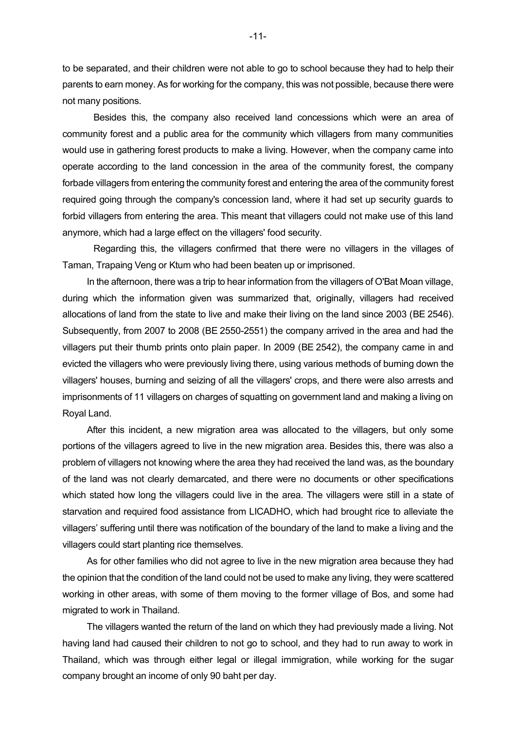to be separated, and their children were not able to go to school because they had to help their parents to earn money. As for working for the company, this was not possible, because there were not many positions.

Besides this, the company also received land concessions which were an area of community forest and a public area for the community which villagers from many communities would use in gathering forest products to make a living. However, when the company came into operate according to the land concession in the area of the community forest, the company forbade villagers from entering the community forest and entering the area of the community forest required going through the company's concession land, where it had set up security guards to forbid villagers from entering the area. This meant that villagers could not make use of this land anymore, which had a large effect on the villagers' food security.

Regarding this, the villagers confirmed that there were no villagers in the villages of Taman, Trapaing Veng or Ktum who had been beaten up or imprisoned.

In the afternoon, there was a trip to hear information from the villagers of O'Bat Moan village, during which the information given was summarized that, originally, villagers had received allocations of land from the state to live and make their living on the land since 2003 (BE 2546). Subsequently, from 2007 to 2008 (BE 2550-2551) the company arrived in the area and had the villagers put their thumb prints onto plain paper. In 2009 (BE 2542), the company came in and evicted the villagers who were previously living there, using various methods of burning down the villagers' houses, burning and seizing of all the villagers' crops, and there were also arrests and imprisonments of 11 villagers on charges of squatting on government land and making a living on Royal Land.

After this incident, a new migration area was allocated to the villagers, but only some portions of the villagers agreed to live in the new migration area. Besides this, there was also a problem of villagers not knowing where the area they had received the land was, as the boundary of the land was not clearly demarcated, and there were no documents or other specifications which stated how long the villagers could live in the area. The villagers were still in a state of starvation and required food assistance from LICADHO, which had brought rice to alleviate the villagers' suffering until there was notification of the boundary of the land to make a living and the villagers could start planting rice themselves.

As for other families who did not agree to live in the new migration area because they had the opinion that the condition of the land could not be used to make any living, they were scattered working in other areas, with some of them moving to the former village of Bos, and some had migrated to work in Thailand.

The villagers wanted the return of the land on which they had previously made a living. Not having land had caused their children to not go to school, and they had to run away to work in Thailand, which was through either legal or illegal immigration, while working for the sugar company brought an income of only 90 baht per day.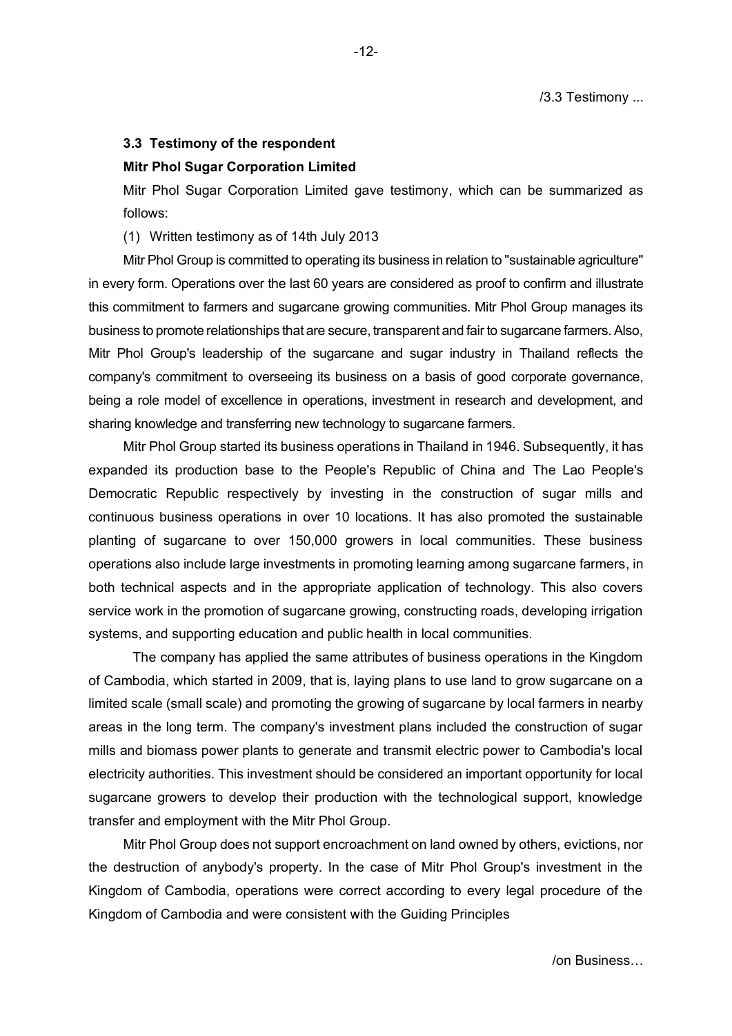### 3.3 Testimony of the respondent

**Mitr Phol Sugar Corporation Limited**

Mitr Phol Sugar Corporation Limited gave testimony, which can be summarized as follows:

(1) Written testimony as of 14th July 2013

Mitr Phol Group is committed to operating its business in relation to "sustainable agriculture" in every form. Operations over the last 60 years are considered as proof to confirm and illustrate this commitment to farmers and sugarcane growing communities. Mitr Phol Group manages its business to promote relationships that are secure, transparent and fair to sugarcane farmers. Also, Mitr Phol Group's leadership of the sugarcane and sugar industry in Thailand reflects the company's commitment to overseeing its business on a basis of good corporate governance, being a role model of excellence in operations, investment in research and development, and sharing knowledge and transferring new technology to sugarcane farmers.

Mitr Phol Group started its business operations in Thailand in 1946. Subsequently, it has expanded its production base to the People's Republic of China and The Lao People's Democratic Republic respectively by investing in the construction of sugar mills and continuous business operations in over 10 locations. It has also promoted the sustainable planting of sugarcane to over 150,000 growers in local communities. These business operations also include large investments in promoting learning among sugarcane farmers, in both technical aspects and in the appropriate application of technology. This also covers service work in the promotion of sugarcane growing, constructing roads, developing irrigation systems, and supporting education and public health in local communities.

The company has applied the same attributes of business operations in the Kingdom of Cambodia, which started in 2009, that is, laying plans to use land to grow sugarcane on a limited scale (small scale) and promoting the growing of sugarcane by local farmers in nearby areas in the long term. The company's investment plans included the construction of sugar mills and biomass power plants to generate and transmit electric power to Cambodia's local electricity authorities. This investment should be considered an important opportunity for local sugarcane growers to develop their production with the technological support, knowledge transfer and employment with the Mitr Phol Group.

Mitr Phol Group does not support encroachment on land owned by others, evictions, nor the destruction of anybody's property. In the case of Mitr Phol Group's investment in the Kingdom of Cambodia, operations were correct according to every legal procedure of the Kingdom of Cambodia and were consistent with the Guiding Principles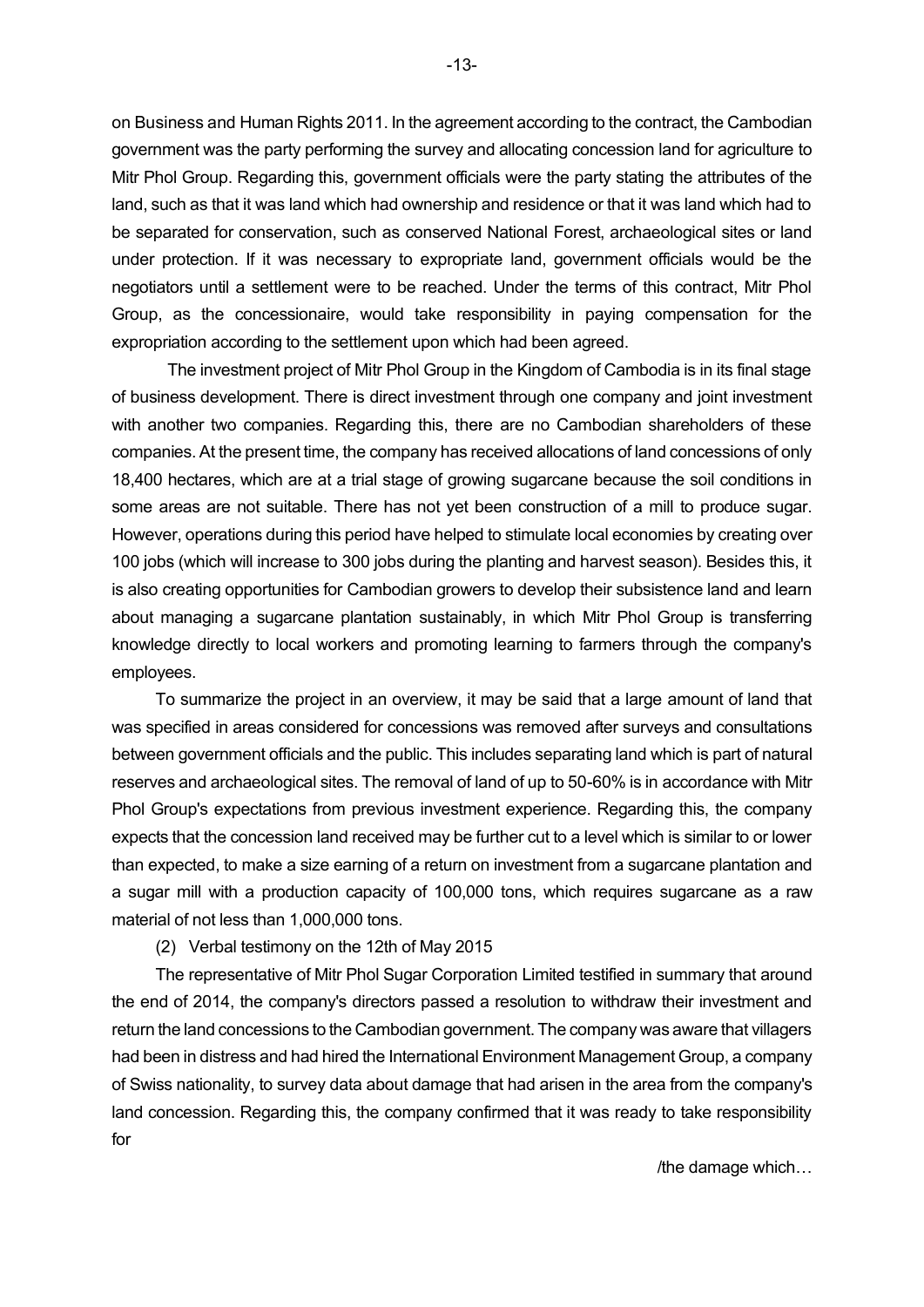on Business and Human Rights 2011. In the agreement according to the contract, the Cambodian government was the party performing the survey and allocating concession land for agriculture to Mitr Phol Group. Regarding this, government officials were the party stating the attributes of the land, such as that it was land which had ownership and residence or that it was land which had to be separated for conservation, such as conserved National Forest, archaeological sites or land under protection. If it was necessary to expropriate land, government officials would be the negotiators until a settlement were to be reached. Under the terms of this contract, Mitr Phol Group, as the concessionaire, would take responsibility in paying compensation for the expropriation according to the settlement upon which had been agreed.

The investment project of Mitr Phol Group in the Kingdom of Cambodia is in its final stage of business development. There is direct investment through one company and joint investment with another two companies. Regarding this, there are no Cambodian shareholders of these companies. At the present time, the company has received allocations of land concessions of only 18,400 hectares, which are at a trial stage of growing sugarcane because the soil conditions in some areas are not suitable. There has not yet been construction of a mill to produce sugar. However, operations during this period have helped to stimulate local economies by creating over 100 jobs (which will increase to 300 jobs during the planting and harvest season). Besides this, it is also creating opportunities for Cambodian growers to develop their subsistence land and learn about managing a sugarcane plantation sustainably, in which Mitr Phol Group is transferring knowledge directly to local workers and promoting learning to farmers through the company's employees.

To summarize the project in an overview, it may be said that a large amount of land that was specified in areas considered for concessions was removed after surveys and consultations between government officials and the public. This includes separating land which is part of natural reserves and archaeological sites. The removal of land of up to 50-60% is in accordance with Mitr Phol Group's expectations from previous investment experience. Regarding this, the company expects that the concession land received may be further cut to a level which is similar to or lower than expected, to make a size earning of a return on investment from a sugarcane plantation and a sugar mill with a production capacity of 100,000 tons, which requires sugarcane as a raw material of not less than 1,000,000 tons.

(2) Verbal testimony on the 12th of May 2015

The representative of Mitr Phol Sugar Corporation Limited testified in summary that around the end of 2014, the company's directors passed a resolution to withdraw their investment and return the land concessions to the Cambodian government. The company was aware that villagers had been in distress and had hired the International Environment Management Group, a company of Swiss nationality, to survey data about damage that had arisen in the area from the company's land concession. Regarding this, the company confirmed that it was ready to take responsibility for

/the damage which…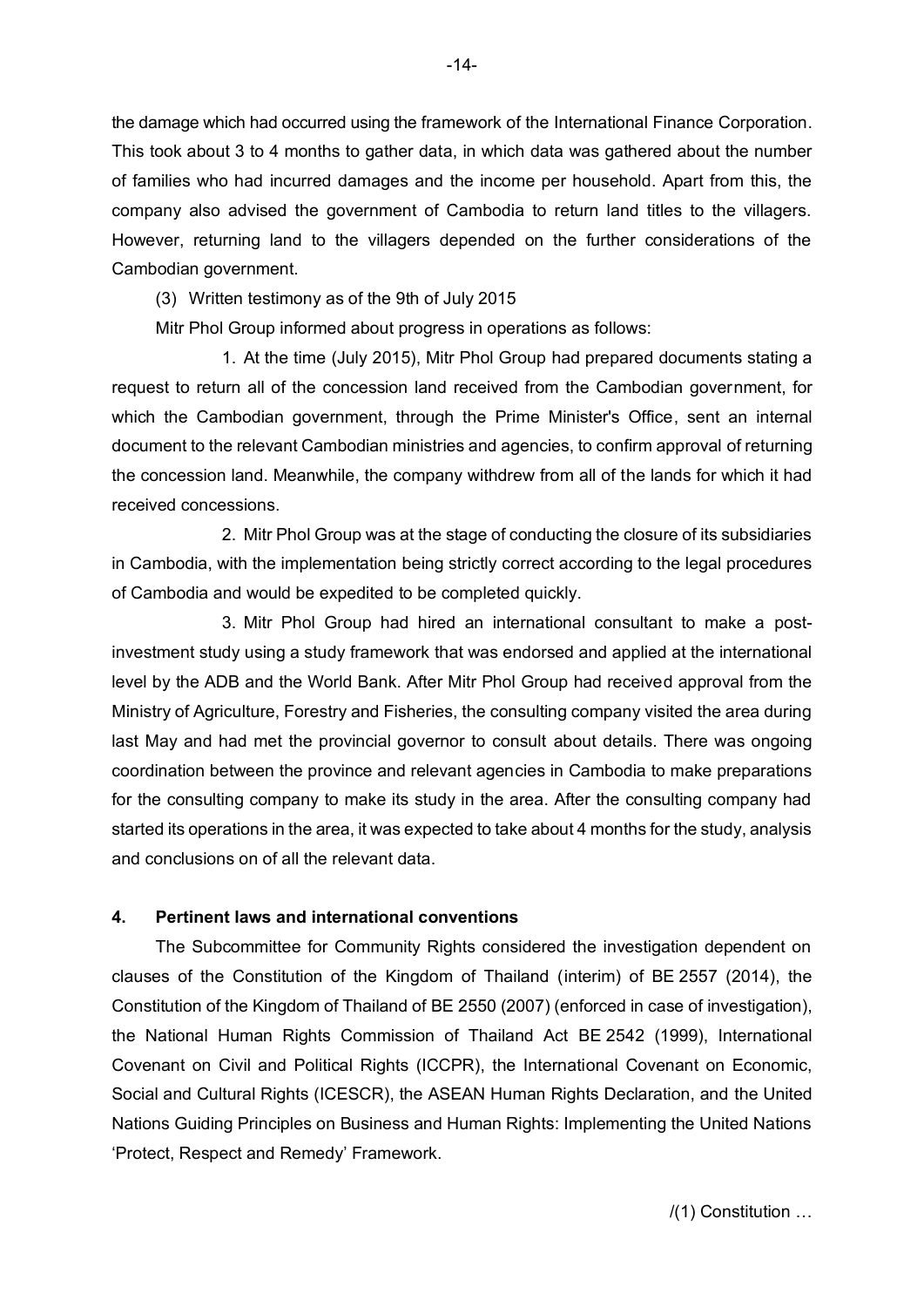the damage which had occurred using the framework of the International Finance Corporation. This took about 3 to 4 months to gather data, in which data was gathered about the number of families who had incurred damages and the income per household. Apart from this, the company also advised the government of Cambodia to return land titles to the villagers. However, returning land to the villagers depended on the further considerations of the Cambodian government.

(3) Written testimony as of the 9th of July 2015

Mitr Phol Group informed about progress in operations as follows:

1. At the time (July 2015), Mitr Phol Group had prepared documents stating a request to return all of the concession land received from the Cambodian government, for which the Cambodian government, through the Prime Minister's Office, sent an internal document to the relevant Cambodian ministries and agencies, to confirm approval of returning the concession land. Meanwhile, the company withdrew from all of the lands for which it had received concessions.

2. Mitr Phol Group was at the stage of conducting the closure of its subsidiaries in Cambodia, with the implementation being strictly correct according to the legal procedures of Cambodia and would be expedited to be completed quickly.

3. Mitr Phol Group had hired an international consultant to make a post-investment study using a study framework that was endorsed and applied at the international level by the ADB and the World Bank. After Mitr Phol Group had received approval from the Ministry of Agriculture, Forestry and Fisheries, the consulting company visited the area during last May and had met the provincial governor to consult about details. There was ongoing coordination between the province and relevant agencies in Cambodia to make preparations for the consulting company to make its study in the area. After the consulting company had started its operations in the area, it was expected to take about 4 months for the study, analysis and conclusions on of all the relevant data.

## 4. Pertinent laws and international conventions

The Subcommittee for Community Rights considered the investigation dependent on clauses of the Constitution of the Kingdom of Thailand (interim) of BE 2557 (2014), the Constitution of the Kingdom of Thailand of BE 2550 (2007) (enforced in case of investigation), the National Human Rights Commission of Thailand Act BE 2542 (1999), International Covenant on Civil and Political Rights (ICCPR), the International Covenant on Economic, Social and Cultural Rights (ICESCR), the ASEAN Human Rights Declaration, and the United Nations Guiding Principles on Business and Human Rights: Implementing the United Nations 'Protect, Respect and Remedy' Framework.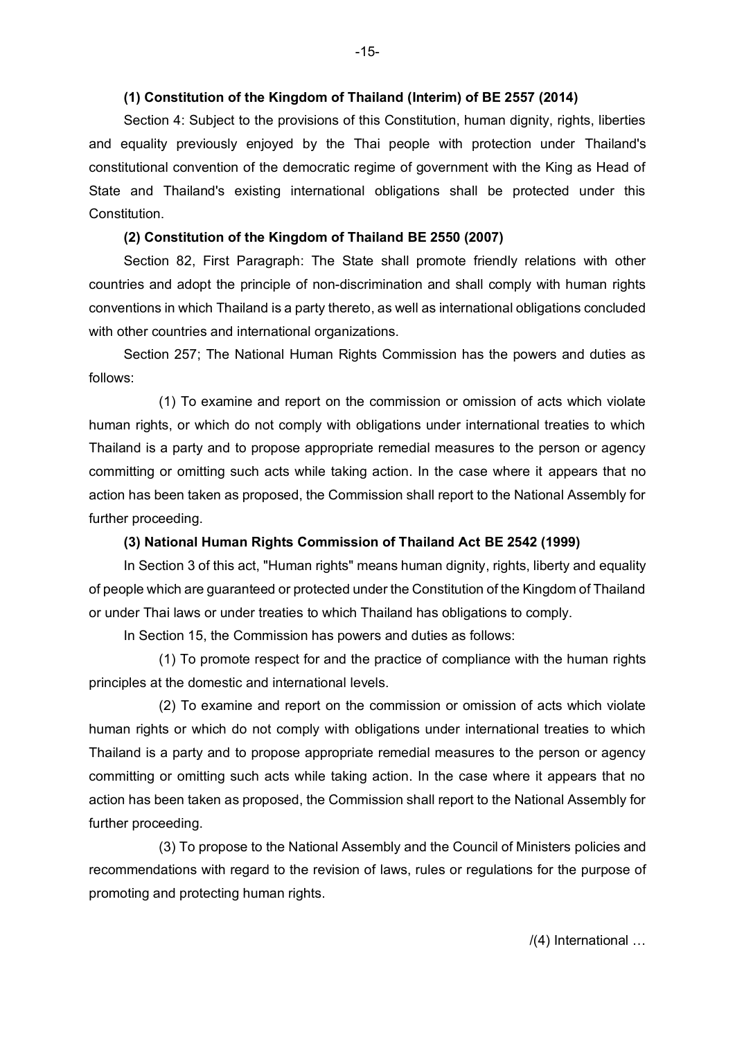**(1) Constitution of the Kingdom of Thailand (Interim) of BE 2557 (2014)**

Section 4: Subject to the provisions of this Constitution, human dignity, rights, liberties and equality previously enjoyed by the Thai people with protection under Thailand's constitutional convention of the democratic regime of government with the King as Head of State and Thailand's existing international obligations shall be protected under this Constitution.

**(2) Constitution of the Kingdom of Thailand BE 2550 (2007)**

Section 82, First Paragraph: The State shall promote friendly relations with other countries and adopt the principle of non-discrimination and shall comply with human rights conventions in which Thailand is a party thereto, as well as international obligations concluded with other countries and international organizations.

Section 257; The National Human Rights Commission has the powers and duties as follows:

(1) To examine and report on the commission or omission of acts which violate human rights, or which do not comply with obligations under international treaties to which Thailand is a party and to propose appropriate remedial measures to the person or agency committing or omitting such acts while taking action. In the case where it appears that no action has been taken as proposed, the Commission shall report to the National Assembly for further proceeding.

**(3) National Human Rights Commission of Thailand Act BE 2542 (1999)**

In Section 3 of this act, "Human rights" means human dignity, rights, liberty and equality of people which are guaranteed or protected under the Constitution of the Kingdom of Thailand or under Thai laws or under treaties to which Thailand has obligations to comply.

In Section 15, the Commission has powers and duties as follows:

(1) To promote respect for and the practice of compliance with the human rights principles at the domestic and international levels.

(2) To examine and report on the commission or omission of acts which violate human rights or which do not comply with obligations under international treaties to which Thailand is a party and to propose appropriate remedial measures to the person or agency committing or omitting such acts while taking action. In the case where it appears that no action has been taken as proposed, the Commission shall report to the National Assembly for further proceeding.

(3) To propose to the National Assembly and the Council of Ministers policies and recommendations with regard to the revision of laws, rules or regulations for the purpose of promoting and protecting human rights.

/(4) International …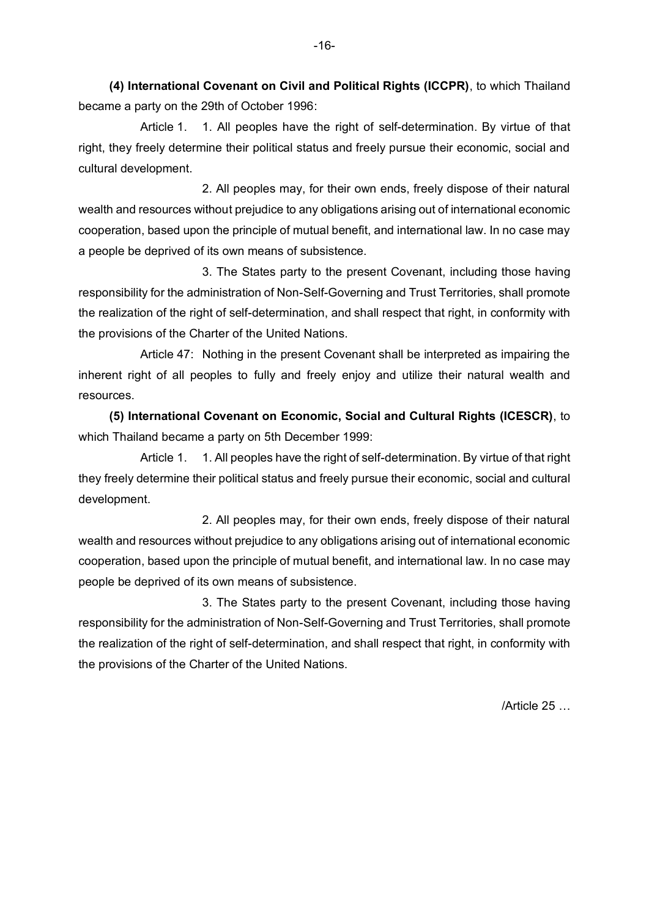**(4) International Covenant on Civil and Political Rights (ICCPR)**, to which Thailand became a party on the 29th of October 1996:

Article 1. 1. All peoples have the right of self-determination. By virtue of that right, they freely determine their political status and freely pursue their economic, social and cultural development.

2. All peoples may, for their own ends, freely dispose of their natural wealth and resources without prejudice to any obligations arising out of international economic cooperation, based upon the principle of mutual benefit, and international law. In no case may a people be deprived of its own means of subsistence.

3. The States party to the present Covenant, including those having responsibility for the administration of Non-Self-Governing and Trust Territories, shall promote the realization of the right of self-determination, and shall respect that right, in conformity with the provisions of the Charter of the United Nations.

Article 47: Nothing in the present Covenant shall be interpreted as impairing the inherent right of all peoples to fully and freely enjoy and utilize their natural wealth and resources.

**(5) International Covenant on Economic, Social and Cultural Rights (ICESCR)**, to which Thailand became a party on 5th December 1999:

Article 1. 1. All peoples have the right of self-determination. By virtue of that right they freely determine their political status and freely pursue their economic, social and cultural development.

2. All peoples may, for their own ends, freely dispose of their natural wealth and resources without prejudice to any obligations arising out of international economic cooperation, based upon the principle of mutual benefit, and international law. In no case may people be deprived of its own means of subsistence.

3. The States party to the present Covenant, including those having responsibility for the administration of Non-Self-Governing and Trust Territories, shall promote the realization of the right of self-determination, and shall respect that right, in conformity with the provisions of the Charter of the United Nations.

/Article 25 …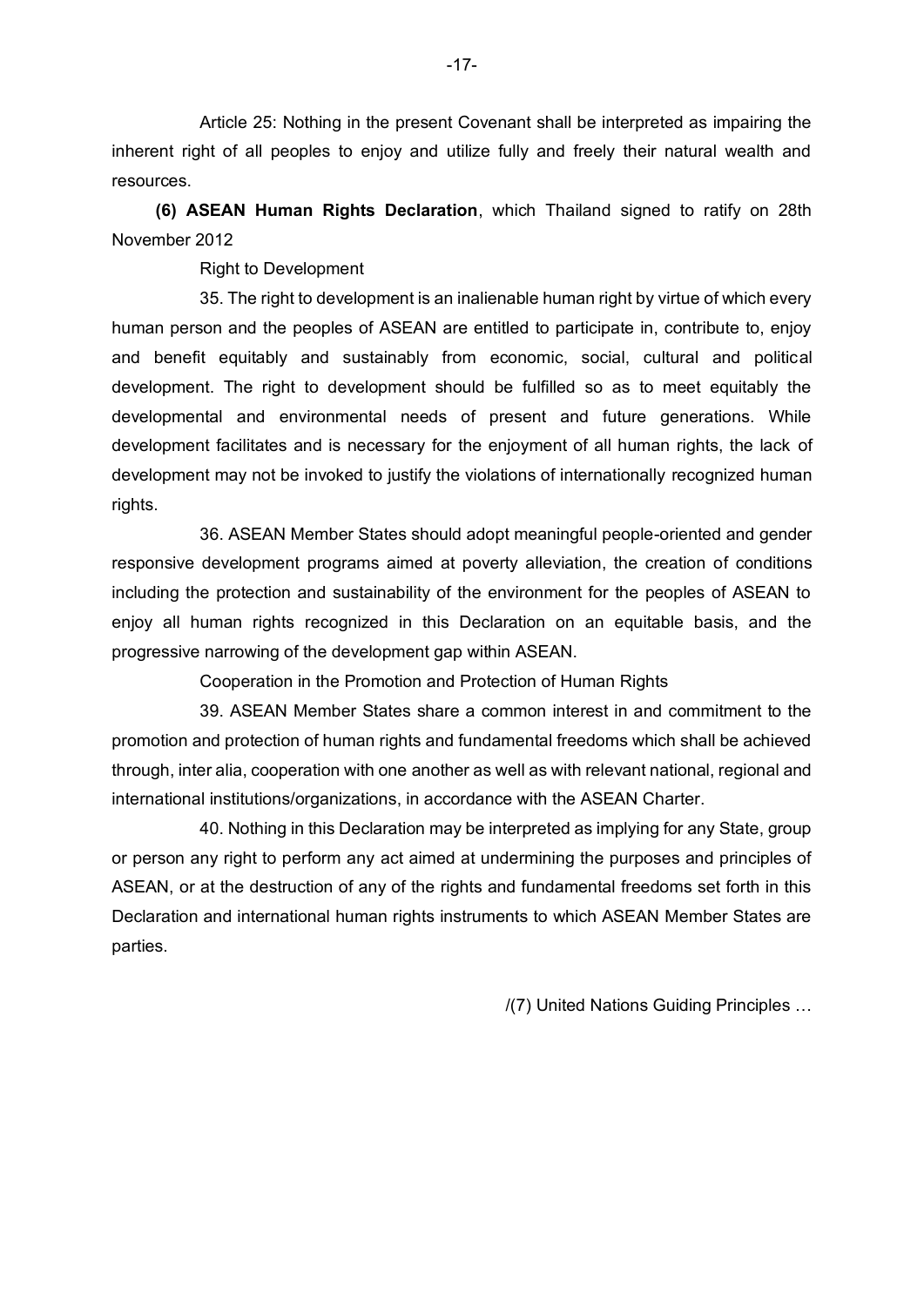Article 25: Nothing in the present Covenant shall be interpreted as impairing the inherent right of all peoples to enjoy and utilize fully and freely their natural wealth and resources.

**(6) ASEAN Human Rights Declaration**, which Thailand signed to ratify on 28th November 2012

Right to Development

35. The right to development is an inalienable human right by virtue of which every human person and the peoples of ASEAN are entitled to participate in, contribute to, enjoy and benefit equitably and sustainably from economic, social, cultural and political development. The right to development should be fulfilled so as to meet equitably the developmental and environmental needs of present and future generations. While development facilitates and is necessary for the enjoyment of all human rights, the lack of development may not be invoked to justify the violations of internationally recognized human rights.

36. ASEAN Member States should adopt meaningful people-oriented and gender responsive development programs aimed at poverty alleviation, the creation of conditions including the protection and sustainability of the environment for the peoples of ASEAN to enjoy all human rights recognized in this Declaration on an equitable basis, and the progressive narrowing of the development gap within ASEAN.

Cooperation in the Promotion and Protection of Human Rights

39. ASEAN Member States share a common interest in and commitment to the promotion and protection of human rights and fundamental freedoms which shall be achieved through, inter alia, cooperation with one another as well as with relevant national, regional and international institutions/organizations, in accordance with the ASEAN Charter.

40. Nothing in this Declaration may be interpreted as implying for any State, group or person any right to perform any act aimed at undermining the purposes and principles of ASEAN, or at the destruction of any of the rights and fundamental freedoms set forth in this Declaration and international human rights instruments to which ASEAN Member States are parties.

/(7) United Nations Guiding Principles …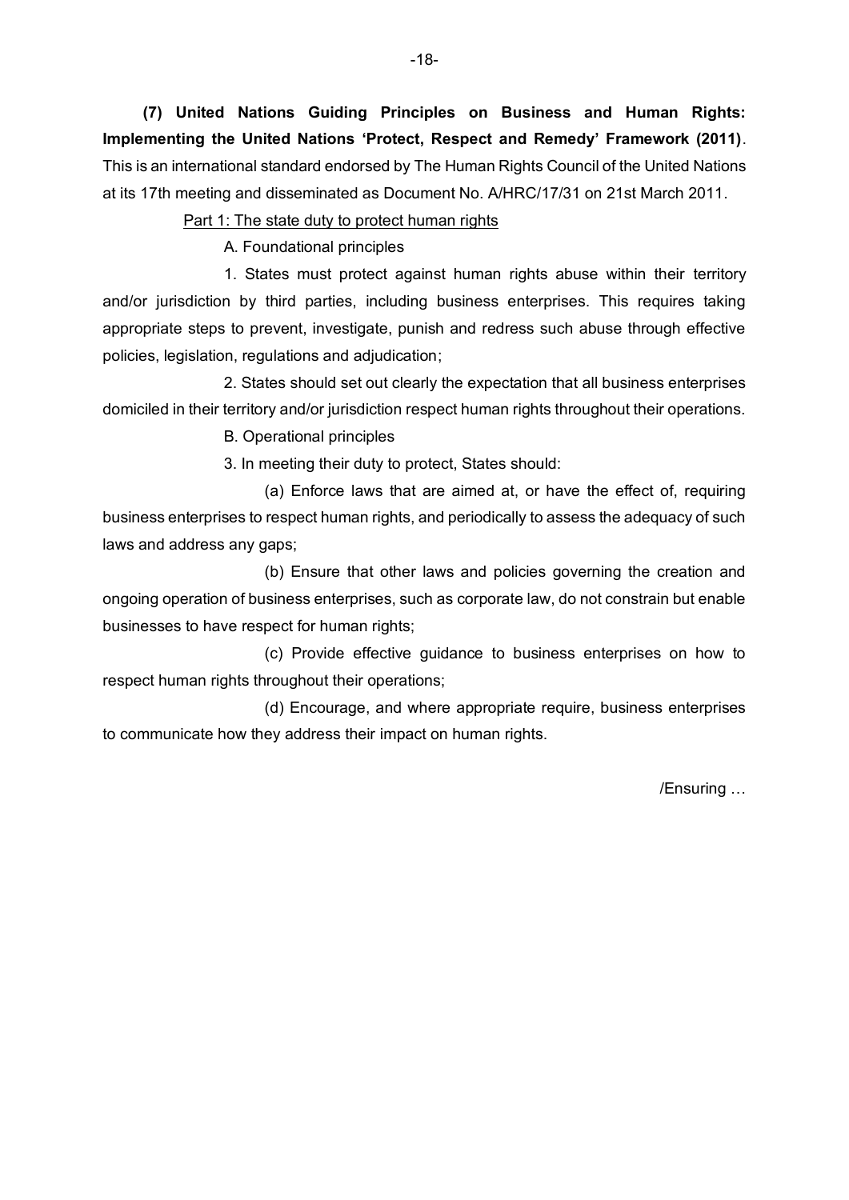**(7) United Nations Guiding Principles on Business and Human Rights: Implementing the United Nations 'Protect, Respect and Remedy' Framework (2011)**. This is an international standard endorsed by The Human Rights Council of the United Nations at its 17th meeting and disseminated as Document No. A/HRC/17/31 on 21st March 2011.

<u>Part 1: The state duty to protect human rights</u>

A. Foundational principles

1. States must protect against human rights abuse within their territory and/or jurisdiction by third parties, including business enterprises. This requires taking appropriate steps to prevent, investigate, punish and redress such abuse through effective policies, legislation, regulations and adjudication;

2. States should set out clearly the expectation that all business enterprises domiciled in their territory and/or jurisdiction respect human rights throughout their operations.

B. Operational principles

3. In meeting their duty to protect, States should:

(a) Enforce laws that are aimed at, or have the effect of, requiring business enterprises to respect human rights, and periodically to assess the adequacy of such laws and address any gaps;

(b) Ensure that other laws and policies governing the creation and ongoing operation of business enterprises, such as corporate law, do not constrain but enable businesses to have respect for human rights;

(c) Provide effective guidance to business enterprises on how to respect human rights throughout their operations;

(d) Encourage, and where appropriate require, business enterprises to communicate how they address their impact on human rights.

/Ensuring …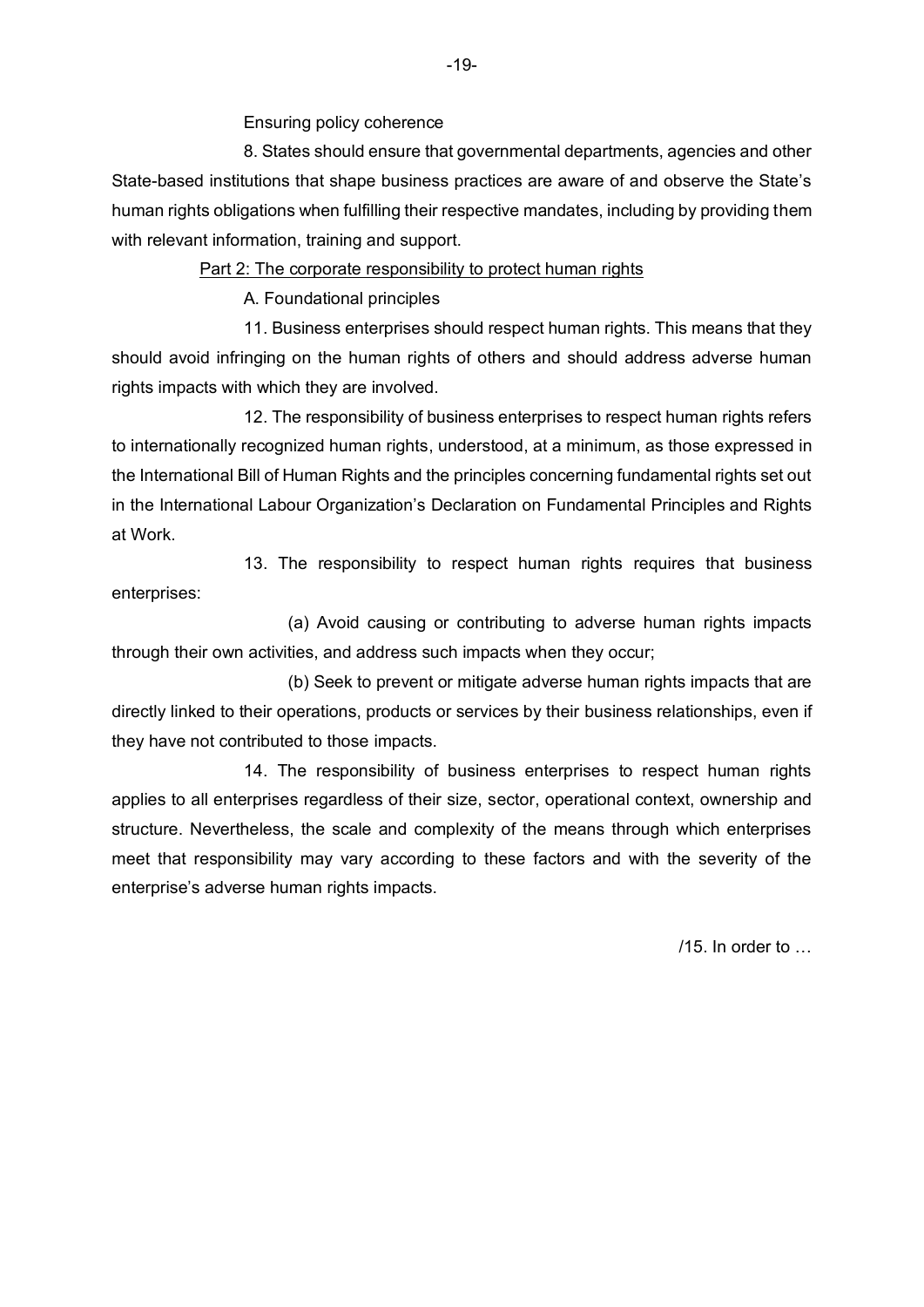Ensuring policy coherence

8. States should ensure that governmental departments, agencies and other State-based institutions that shape business practices are aware of and observe the State's human rights obligations when fulfilling their respective mandates, including by providing them with relevant information, training and support.

## Part 2: The corporate responsibility to protect human rights

### A. Foundational principles

11. Business enterprises should respect human rights. This means that they should avoid infringing on the human rights of others and should address adverse human rights impacts with which they are involved.

12. The responsibility of business enterprises to respect human rights refers to internationally recognized human rights, understood, at a minimum, as those expressed in the International Bill of Human Rights and the principles concerning fundamental rights set out in the International Labour Organization's Declaration on Fundamental Principles and Rights at Work.

13. The responsibility to respect human rights requires that business enterprises:

(a) Avoid causing or contributing to adverse human rights impacts through their own activities, and address such impacts when they occur;

(b) Seek to prevent or mitigate adverse human rights impacts that are directly linked to their operations, products or services by their business relationships, even if they have not contributed to those impacts.

14. The responsibility of business enterprises to respect human rights applies to all enterprises regardless of their size, sector, operational context, ownership and structure. Nevertheless, the scale and complexity of the means through which enterprises meet that responsibility may vary according to these factors and with the severity of the enterprise's adverse human rights impacts.

/15. In order to …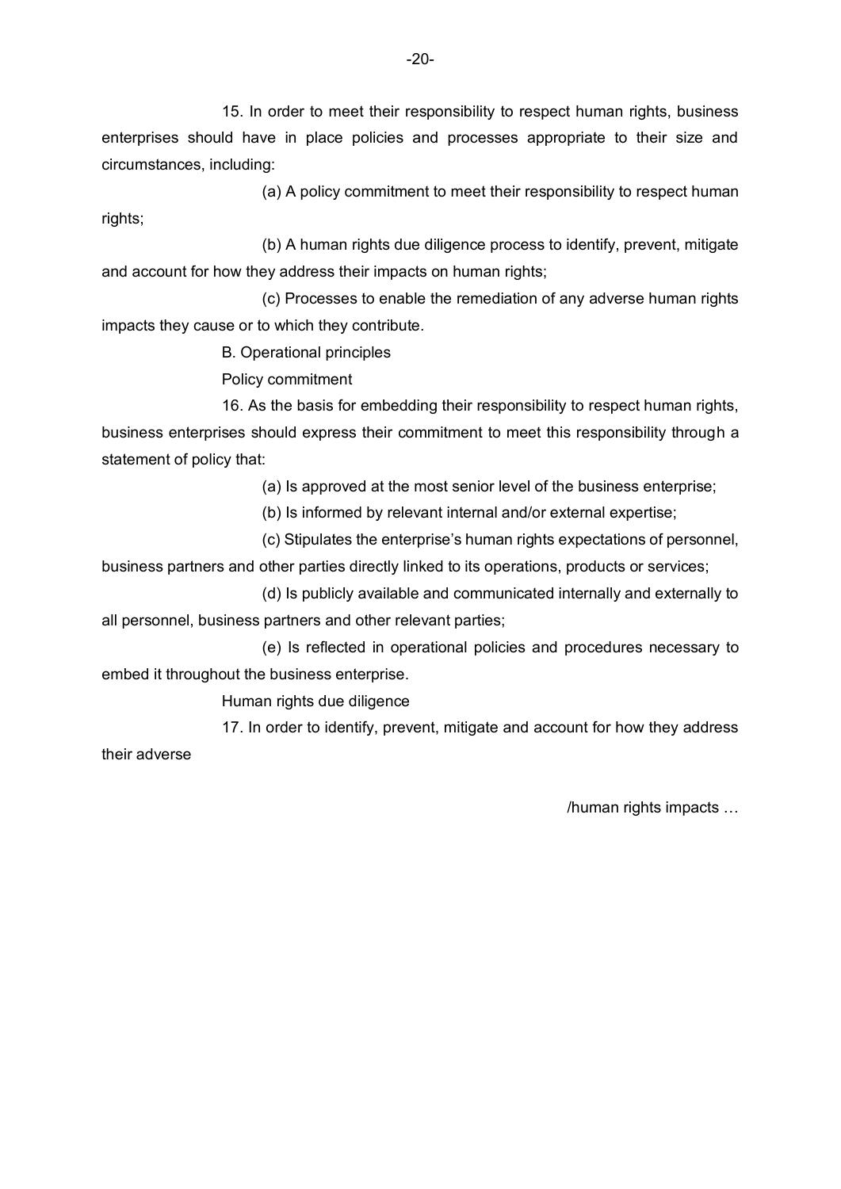15. In order to meet their responsibility to respect human rights, business enterprises should have in place policies and processes appropriate to their size and circumstances, including:

(a) A policy commitment to meet their responsibility to respect human rights;

(b) A human rights due diligence process to identify, prevent, mitigate and account for how they address their impacts on human rights;

(c) Processes to enable the remediation of any adverse human rights impacts they cause or to which they contribute.

B. Operational principles

Policy commitment

16. As the basis for embedding their responsibility to respect human rights, business enterprises should express their commitment to meet this responsibility through a statement of policy that:

(a) Is approved at the most senior level of the business enterprise;

(b) Is informed by relevant internal and/or external expertise;

(c) Stipulates the enterprise's human rights expectations of personnel, business partners and other parties directly linked to its operations, products or services;

(d) Is publicly available and communicated internally and externally to all personnel, business partners and other relevant parties;

(e) Is reflected in operational policies and procedures necessary to embed it throughout the business enterprise.

Human rights due diligence

17. In order to identify, prevent, mitigate and account for how they address their adverse

/human rights impacts …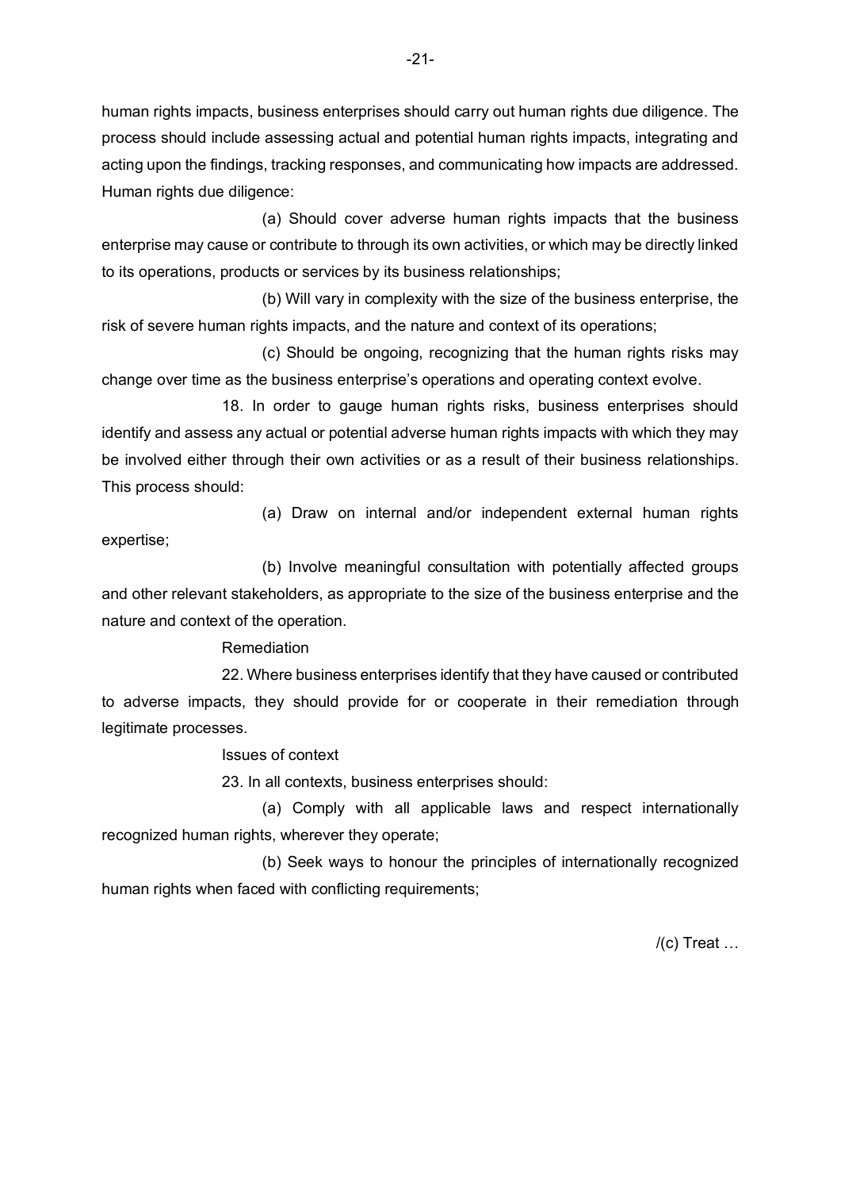human rights impacts, business enterprises should carry out human rights due diligence. The process should include assessing actual and potential human rights impacts, integrating and acting upon the findings, tracking responses, and communicating how impacts are addressed. Human rights due diligence:

(a) Should cover adverse human rights impacts that the business enterprise may cause or contribute to through its own activities, or which may be directly linked to its operations, products or services by its business relationships;

(b) Will vary in complexity with the size of the business enterprise, the risk of severe human rights impacts, and the nature and context of its operations;

(c) Should be ongoing, recognizing that the human rights risks may change over time as the business enterprise's operations and operating context evolve.

18. In order to gauge human rights risks, business enterprises should identify and assess any actual or potential adverse human rights impacts with which they may be involved either through their own activities or as a result of their business relationships. This process should:

(a) Draw on internal and/or independent external human rights expertise;

(b) Involve meaningful consultation with potentially affected groups and other relevant stakeholders, as appropriate to the size of the business enterprise and the nature and context of the operation.

Remediation

22. Where business enterprises identify that they have caused or contributed to adverse impacts, they should provide for or cooperate in their remediation through legitimate processes.

Issues of context

23. In all contexts, business enterprises should:

(a) Comply with all applicable laws and respect internationally recognized human rights, wherever they operate;

(b) Seek ways to honour the principles of internationally recognized human rights when faced with conflicting requirements;

/(c) Treat …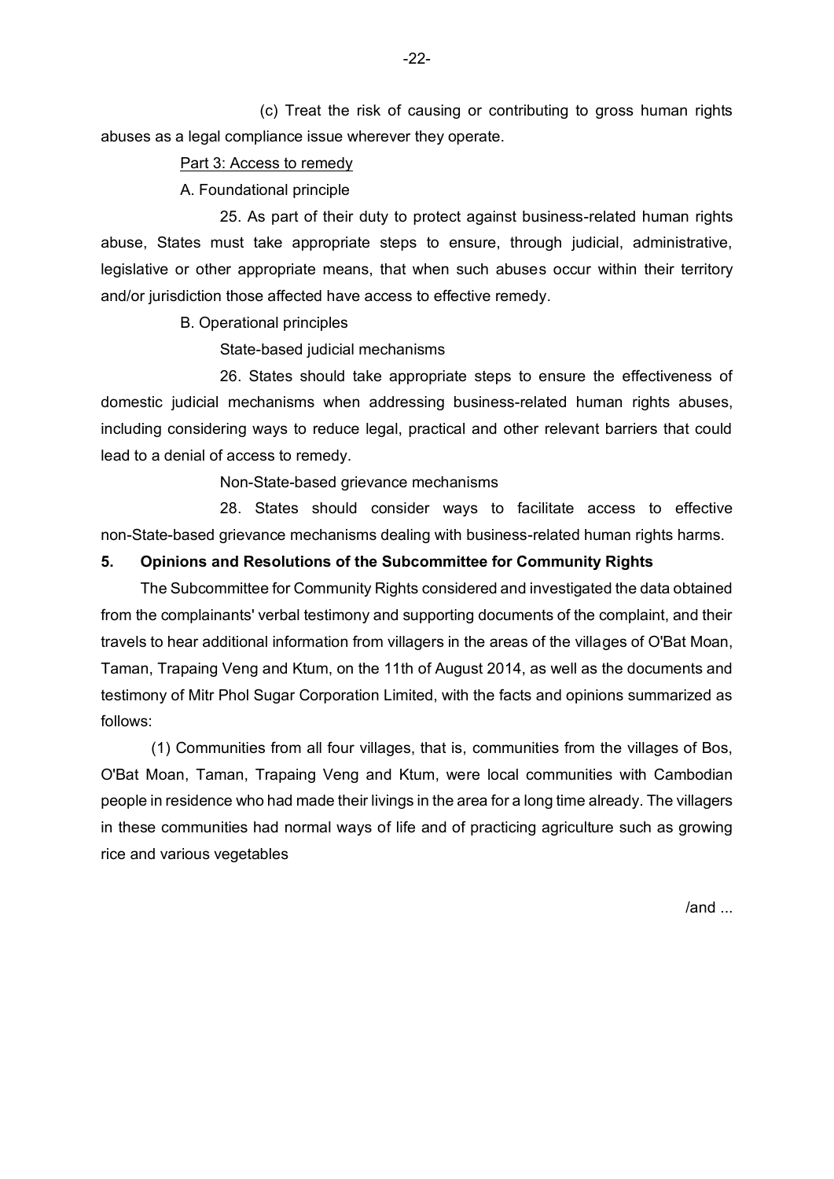(c) Treat the risk of causing or contributing to gross human rights abuses as a legal compliance issue wherever they operate.

Part 3: Access to remedy

A. Foundational principle

25. As part of their duty to protect against business-related human rights abuse, States must take appropriate steps to ensure, through judicial, administrative, legislative or other appropriate means, that when such abuses occur within their territory and/or jurisdiction those affected have access to effective remedy.

B. Operational principles

State-based judicial mechanisms

26. States should take appropriate steps to ensure the effectiveness of domestic judicial mechanisms when addressing business-related human rights abuses, including considering ways to reduce legal, practical and other relevant barriers that could lead to a denial of access to remedy.

Non-State-based grievance mechanisms

28. States should consider ways to facilitate access to effective non-State-based grievance mechanisms dealing with business-related human rights harms.

**5. Opinions and Resolutions of the Subcommittee for Community Rights**

The Subcommittee for Community Rights considered and investigated the data obtained from the complainants' verbal testimony and supporting documents of the complaint, and their travels to hear additional information from villagers in the areas of the villages of O'Bat Moan, Taman, Trapaing Veng and Ktum, on the 11th of August 2014, as well as the documents and testimony of Mitr Phol Sugar Corporation Limited, with the facts and opinions summarized as follows:

(1) Communities from all four villages, that is, communities from the villages of Bos, O'Bat Moan, Taman, Trapaing Veng and Ktum, were local communities with Cambodian people in residence who had made their livings in the area for a long time already. The villagers in these communities had normal ways of life and of practicing agriculture such as growing rice and various vegetables

/and ...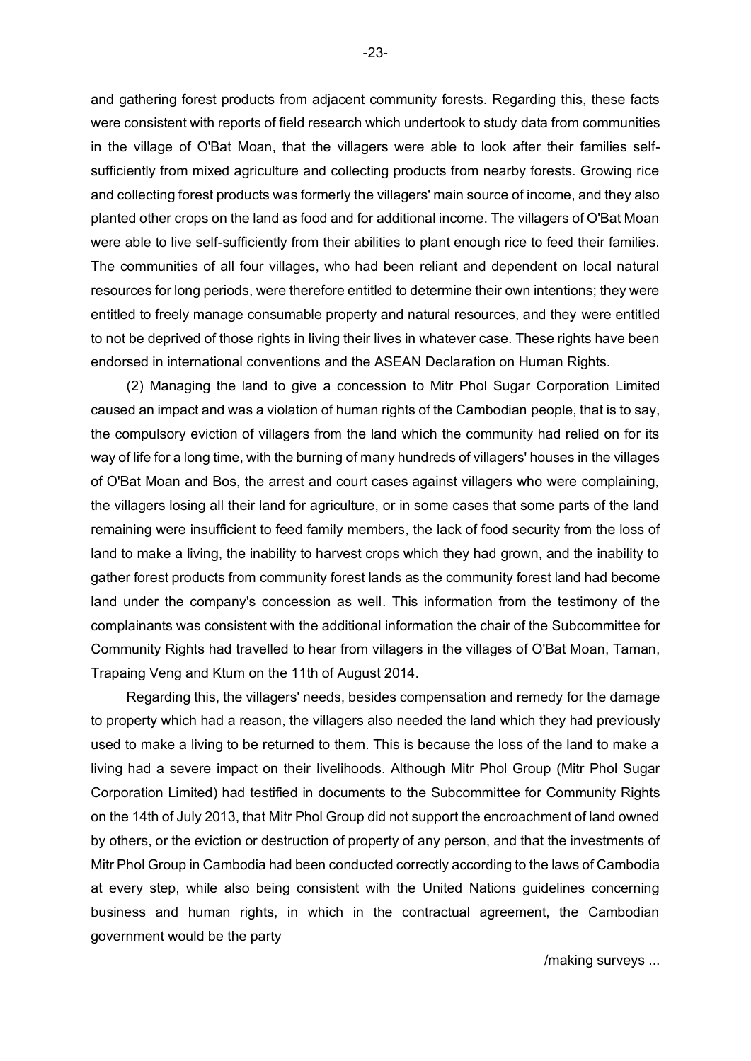and gathering forest products from adjacent community forests. Regarding this, these facts were consistent with reports of field research which undertook to study data from communities in the village of O'Bat Moan, that the villagers were able to look after their families self-sufficiently from mixed agriculture and collecting products from nearby forests. Growing rice and collecting forest products was formerly the villagers' main source of income, and they also planted other crops on the land as food and for additional income. The villagers of O'Bat Moan were able to live self-sufficiently from their abilities to plant enough rice to feed their families. The communities of all four villages, who had been reliant and dependent on local natural resources for long periods, were therefore entitled to determine their own intentions; they were entitled to freely manage consumable property and natural resources, and they were entitled to not be deprived of those rights in living their lives in whatever case. These rights have been endorsed in international conventions and the ASEAN Declaration on Human Rights.

(2) Managing the land to give a concession to Mitr Phol Sugar Corporation Limited caused an impact and was a violation of human rights of the Cambodian people, that is to say, the compulsory eviction of villagers from the land which the community had relied on for its way of life for a long time, with the burning of many hundreds of villagers' houses in the villages of O'Bat Moan and Bos, the arrest and court cases against villagers who were complaining, the villagers losing all their land for agriculture, or in some cases that some parts of the land remaining were insufficient to feed family members, the lack of food security from the loss of land to make a living, the inability to harvest crops which they had grown, and the inability to gather forest products from community forest lands as the community forest land had become land under the company's concession as well. This information from the testimony of the complainants was consistent with the additional information the chair of the Subcommittee for Community Rights had travelled to hear from villagers in the villages of O'Bat Moan, Taman, Trapaing Veng and Ktum on the 11th of August 2014.

Regarding this, the villagers' needs, besides compensation and remedy for the damage to property which had a reason, the villagers also needed the land which they had previously used to make a living to be returned to them. This is because the loss of the land to make a living had a severe impact on their livelihoods. Although Mitr Phol Group (Mitr Phol Sugar Corporation Limited) had testified in documents to the Subcommittee for Community Rights on the 14th of July 2013, that Mitr Phol Group did not support the encroachment of land owned by others, or the eviction or destruction of property of any person, and that the investments of Mitr Phol Group in Cambodia had been conducted correctly according to the laws of Cambodia at every step, while also being consistent with the United Nations guidelines concerning business and human rights, in which in the contractual agreement, the Cambodian government would be the party

/making surveys ...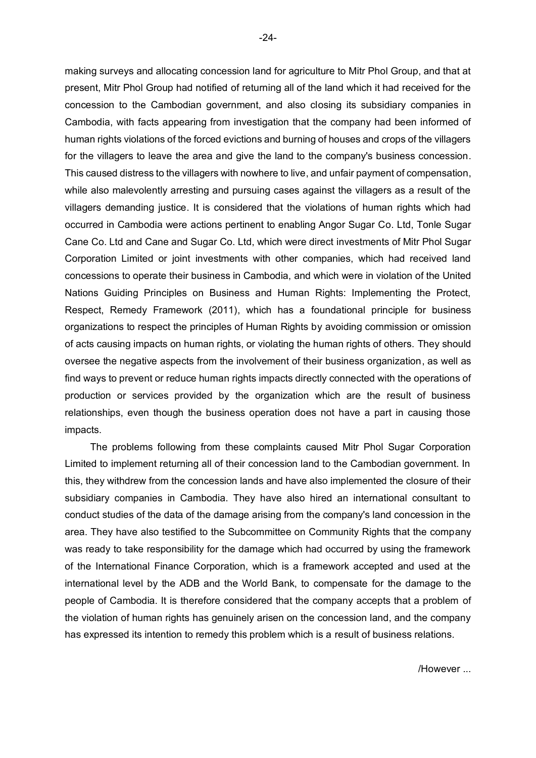making surveys and allocating concession land for agriculture to Mitr Phol Group, and that at present, Mitr Phol Group had notified of returning all of the land which it had received for the concession to the Cambodian government, and also closing its subsidiary companies in Cambodia, with facts appearing from investigation that the company had been informed of human rights violations of the forced evictions and burning of houses and crops of the villagers for the villagers to leave the area and give the land to the company's business concession. This caused distress to the villagers with nowhere to live, and unfair payment of compensation, while also malevolently arresting and pursuing cases against the villagers as a result of the villagers demanding justice. It is considered that the violations of human rights which had occurred in Cambodia were actions pertinent to enabling Angor Sugar Co. Ltd, Tonle Sugar Cane Co. Ltd and Cane and Sugar Co. Ltd, which were direct investments of Mitr Phol Sugar Corporation Limited or joint investments with other companies, which had received land concessions to operate their business in Cambodia, and which were in violation of the United Nations Guiding Principles on Business and Human Rights: Implementing the Protect, Respect, Remedy Framework (2011), which has a foundational principle for business organizations to respect the principles of Human Rights by avoiding commission or omission of acts causing impacts on human rights, or violating the human rights of others. They should oversee the negative aspects from the involvement of their business organization, as well as find ways to prevent or reduce human rights impacts directly connected with the operations of production or services provided by the organization which are the result of business relationships, even though the business operation does not have a part in causing those impacts.

The problems following from these complaints caused Mitr Phol Sugar Corporation Limited to implement returning all of their concession land to the Cambodian government. In this, they withdrew from the concession lands and have also implemented the closure of their subsidiary companies in Cambodia. They have also hired an international consultant to conduct studies of the data of the damage arising from the company's land concession in the area. They have also testified to the Subcommittee on Community Rights that the company was ready to take responsibility for the damage which had occurred by using the framework of the International Finance Corporation, which is a framework accepted and used at the international level by the ADB and the World Bank, to compensate for the damage to the people of Cambodia. It is therefore considered that the company accepts that a problem of the violation of human rights has genuinely arisen on the concession land, and the company has expressed its intention to remedy this problem which is a result of business relations.

/However ...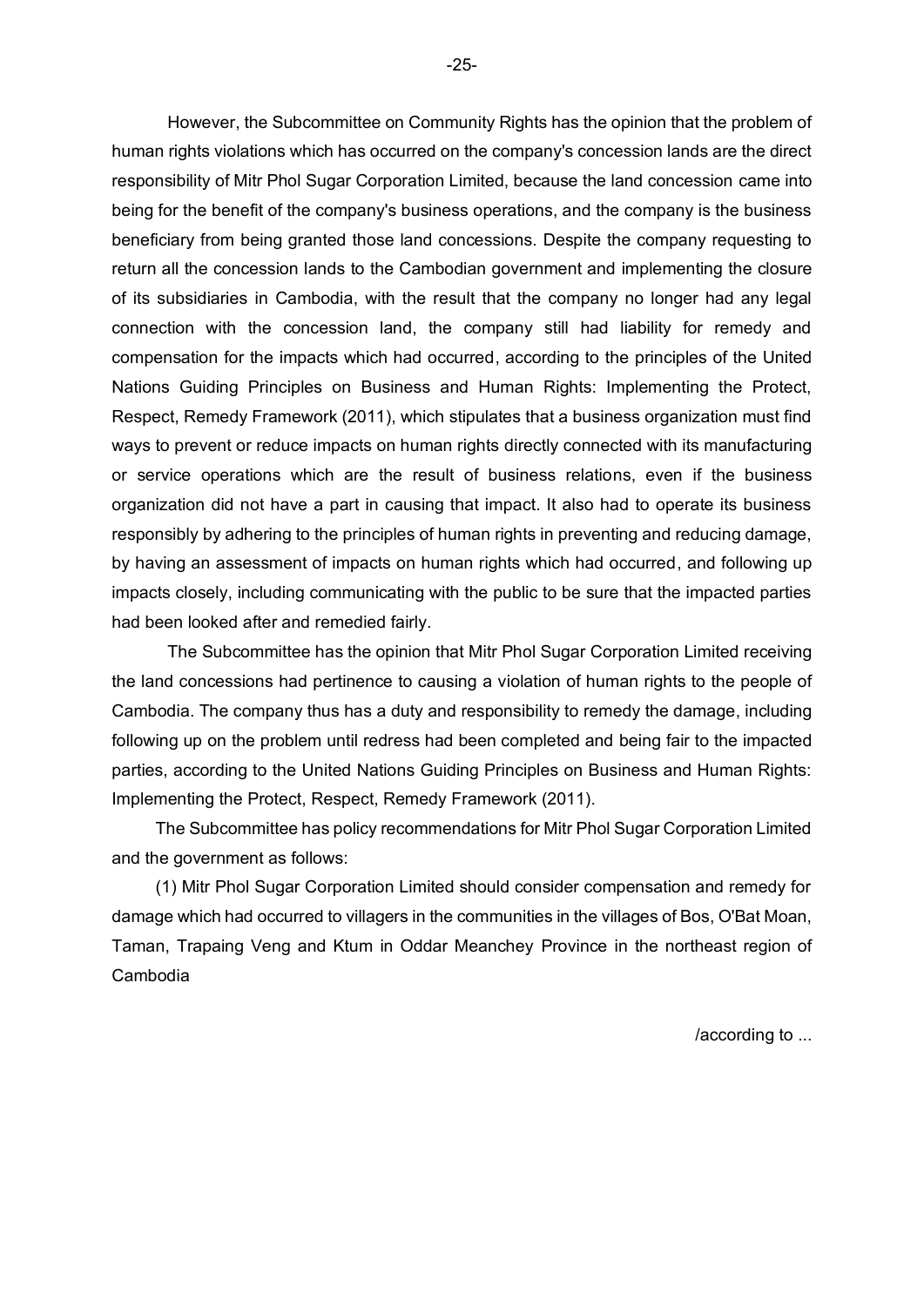However, the Subcommittee on Community Rights has the opinion that the problem of human rights violations which has occurred on the company's concession lands are the direct responsibility of Mitr Phol Sugar Corporation Limited, because the land concession came into being for the benefit of the company's business operations, and the company is the business beneficiary from being granted those land concessions. Despite the company requesting to return all the concession lands to the Cambodian government and implementing the closure of its subsidiaries in Cambodia, with the result that the company no longer had any legal connection with the concession land, the company still had liability for remedy and compensation for the impacts which had occurred, according to the principles of the United Nations Guiding Principles on Business and Human Rights: Implementing the Protect, Respect, Remedy Framework (2011), which stipulates that a business organization must find ways to prevent or reduce impacts on human rights directly connected with its manufacturing or service operations which are the result of business relations, even if the business organization did not have a part in causing that impact. It also had to operate its business responsibly by adhering to the principles of human rights in preventing and reducing damage, by having an assessment of impacts on human rights which had occurred, and following up impacts closely, including communicating with the public to be sure that the impacted parties had been looked after and remedied fairly.

The Subcommittee has the opinion that Mitr Phol Sugar Corporation Limited receiving the land concessions had pertinence to causing a violation of human rights to the people of Cambodia. The company thus has a duty and responsibility to remedy the damage, including following up on the problem until redress had been completed and being fair to the impacted parties, according to the United Nations Guiding Principles on Business and Human Rights: Implementing the Protect, Respect, Remedy Framework (2011).

The Subcommittee has policy recommendations for Mitr Phol Sugar Corporation Limited and the government as follows:

(1) Mitr Phol Sugar Corporation Limited should consider compensation and remedy for damage which had occurred to villagers in the communities in the villages of Bos, O'Bat Moan, Taman, Trapaing Veng and Ktum in Oddar Meanchey Province in the northeast region of Cambodia

/according to ...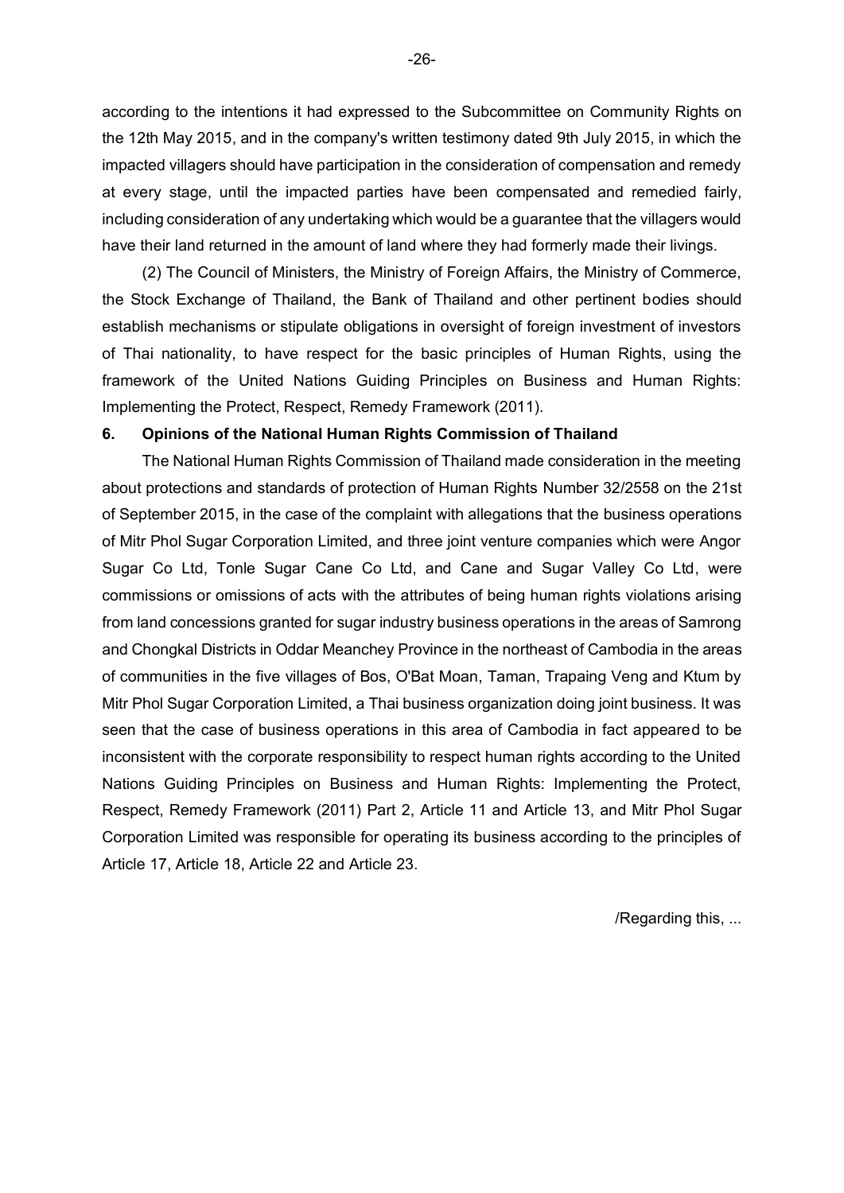according to the intentions it had expressed to the Subcommittee on Community Rights on the 12th May 2015, and in the company's written testimony dated 9th July 2015, in which the impacted villagers should have participation in the consideration of compensation and remedy at every stage, until the impacted parties have been compensated and remedied fairly, including consideration of any undertaking which would be a guarantee that the villagers would have their land returned in the amount of land where they had formerly made their livings.

(2) The Council of Ministers, the Ministry of Foreign Affairs, the Ministry of Commerce, the Stock Exchange of Thailand, the Bank of Thailand and other pertinent bodies should establish mechanisms or stipulate obligations in oversight of foreign investment of investors of Thai nationality, to have respect for the basic principles of Human Rights, using the framework of the United Nations Guiding Principles on Business and Human Rights: Implementing the Protect, Respect, Remedy Framework (2011).

**6. Opinions of the National Human Rights Commission of Thailand**

The National Human Rights Commission of Thailand made consideration in the meeting about protections and standards of protection of Human Rights Number 32/2558 on the 21st of September 2015, in the case of the complaint with allegations that the business operations of Mitr Phol Sugar Corporation Limited, and three joint venture companies which were Angor Sugar Co Ltd, Tonle Sugar Cane Co Ltd, and Cane and Sugar Valley Co Ltd, were commissions or omissions of acts with the attributes of being human rights violations arising from land concessions granted for sugar industry business operations in the areas of Samrong and Chongkal Districts in Oddar Meanchey Province in the northeast of Cambodia in the areas of communities in the five villages of Bos, O'Bat Moan, Taman, Trapaing Veng and Ktum by Mitr Phol Sugar Corporation Limited, a Thai business organization doing joint business. It was seen that the case of business operations in this area of Cambodia in fact appeared to be inconsistent with the corporate responsibility to respect human rights according to the United Nations Guiding Principles on Business and Human Rights: Implementing the Protect, Respect, Remedy Framework (2011) Part 2, Article 11 and Article 13, and Mitr Phol Sugar Corporation Limited was responsible for operating its business according to the principles of Article 17, Article 18, Article 22 and Article 23.

/Regarding this, ...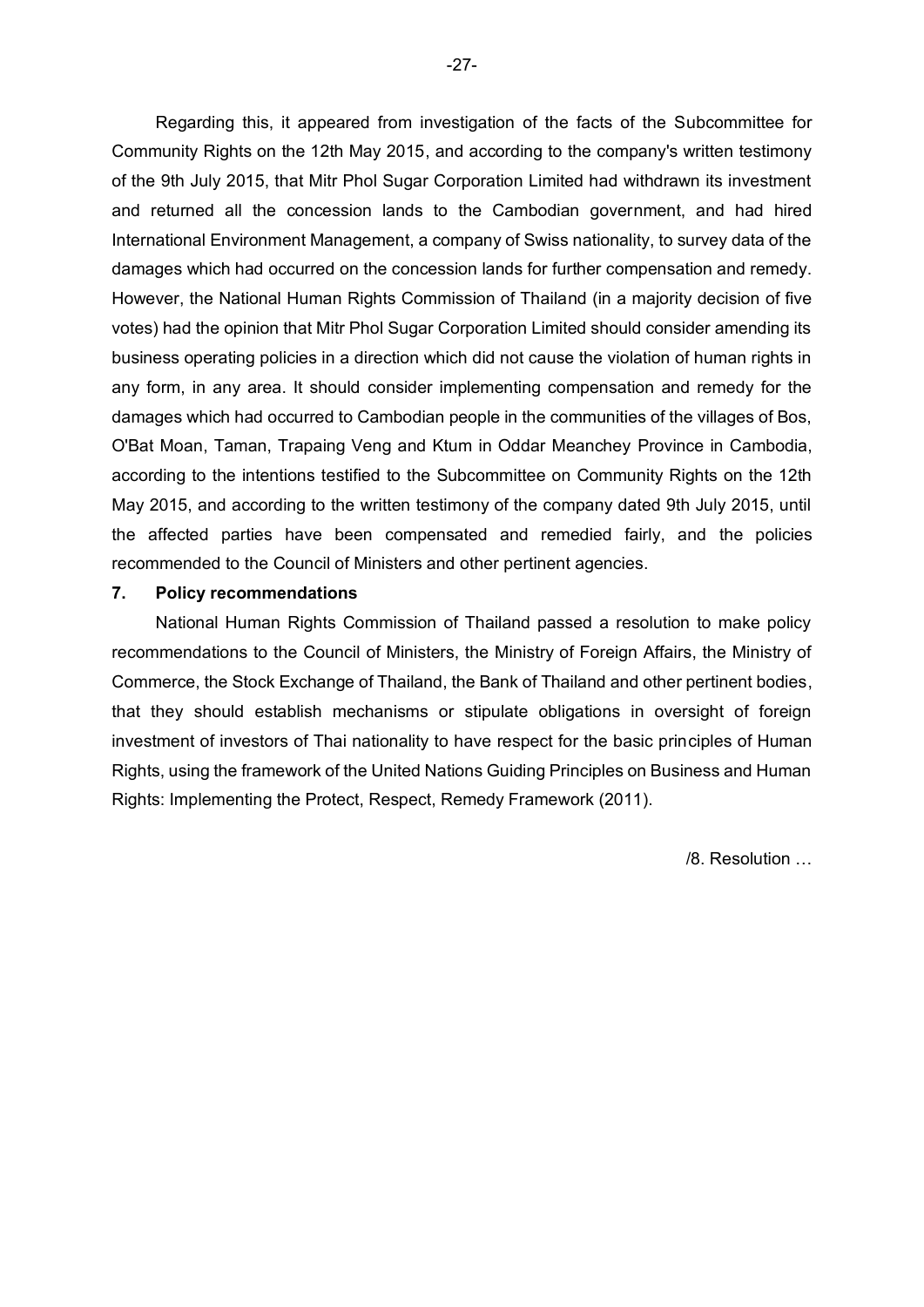Regarding this, it appeared from investigation of the facts of the Subcommittee for Community Rights on the 12th May 2015, and according to the company's written testimony of the 9th July 2015, that Mitr Phol Sugar Corporation Limited had withdrawn its investment and returned all the concession lands to the Cambodian government, and had hired International Environment Management, a company of Swiss nationality, to survey data of the damages which had occurred on the concession lands for further compensation and remedy. However, the National Human Rights Commission of Thailand (in a majority decision of five votes) had the opinion that Mitr Phol Sugar Corporation Limited should consider amending its business operating policies in a direction which did not cause the violation of human rights in any form, in any area. It should consider implementing compensation and remedy for the damages which had occurred to Cambodian people in the communities of the villages of Bos, O'Bat Moan, Taman, Trapaing Veng and Ktum in Oddar Meanchey Province in Cambodia, according to the intentions testified to the Subcommittee on Community Rights on the 12th May 2015, and according to the written testimony of the company dated 9th July 2015, until the affected parties have been compensated and remedied fairly, and the policies recommended to the Council of Ministers and other pertinent agencies.

**7. Policy recommendations**

National Human Rights Commission of Thailand passed a resolution to make policy recommendations to the Council of Ministers, the Ministry of Foreign Affairs, the Ministry of Commerce, the Stock Exchange of Thailand, the Bank of Thailand and other pertinent bodies, that they should establish mechanisms or stipulate obligations in oversight of foreign investment of investors of Thai nationality to have respect for the basic principles of Human Rights, using the framework of the United Nations Guiding Principles on Business and Human Rights: Implementing the Protect, Respect, Remedy Framework (2011).

/8. Resolution …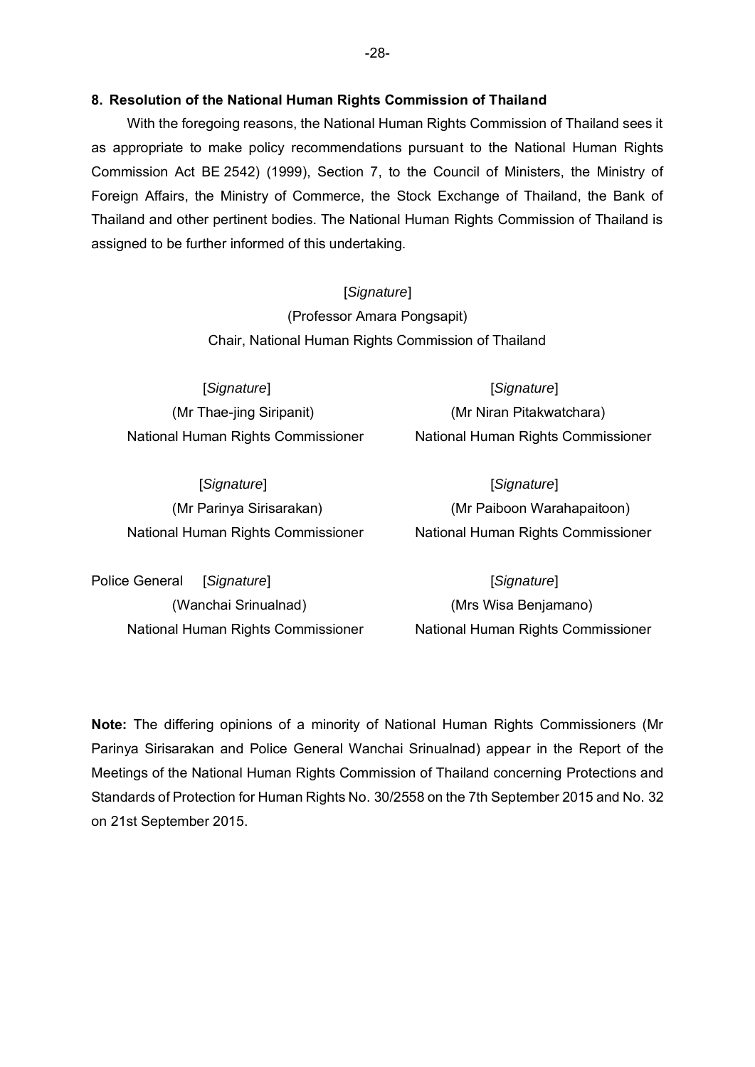## 8. Resolution of the National Human Rights Commission of Thailand

With the foregoing reasons, the National Human Rights Commission of Thailand sees it as appropriate to make policy recommendations pursuant to the National Human Rights Commission Act BE 2542) (1999), Section 7, to the Council of Ministers, the Ministry of Foreign Affairs, the Ministry of Commerce, the Stock Exchange of Thailand, the Bank of Thailand and other pertinent bodies. The National Human Rights Commission of Thailand is assigned to be further informed of this undertaking.

[*Signature*]
(Professor Amara Pongsapit)
Chair, National Human Rights Commission of Thailand

[*Signature*]
(Mr Thae-jing Siripanit)
National Human Rights Commissioner

[*Signature*]
(Mr Niran Pitakwatchara)
National Human Rights Commissioner

[*Signature*]
(Mr Parinya Sirisarakan)
National Human Rights Commissioner

[*Signature*]
(Mr Paiboon Warahapaitoon)
National Human Rights Commissioner

Police General [*Signature*]
(Wanchai Srinualnad)
National Human Rights Commissioner

[*Signature*]
(Mrs Wisa Benjamano)
National Human Rights Commissioner

**Note:** The differing opinions of a minority of National Human Rights Commissioners (Mr Parinya Sirisarakan and Police General Wanchai Srinualnad) appear in the Report of the Meetings of the National Human Rights Commission of Thailand concerning Protections and Standards of Protection for Human Rights No. 30/2558 on the 7th September 2015 and No. 32 on 21st September 2015.